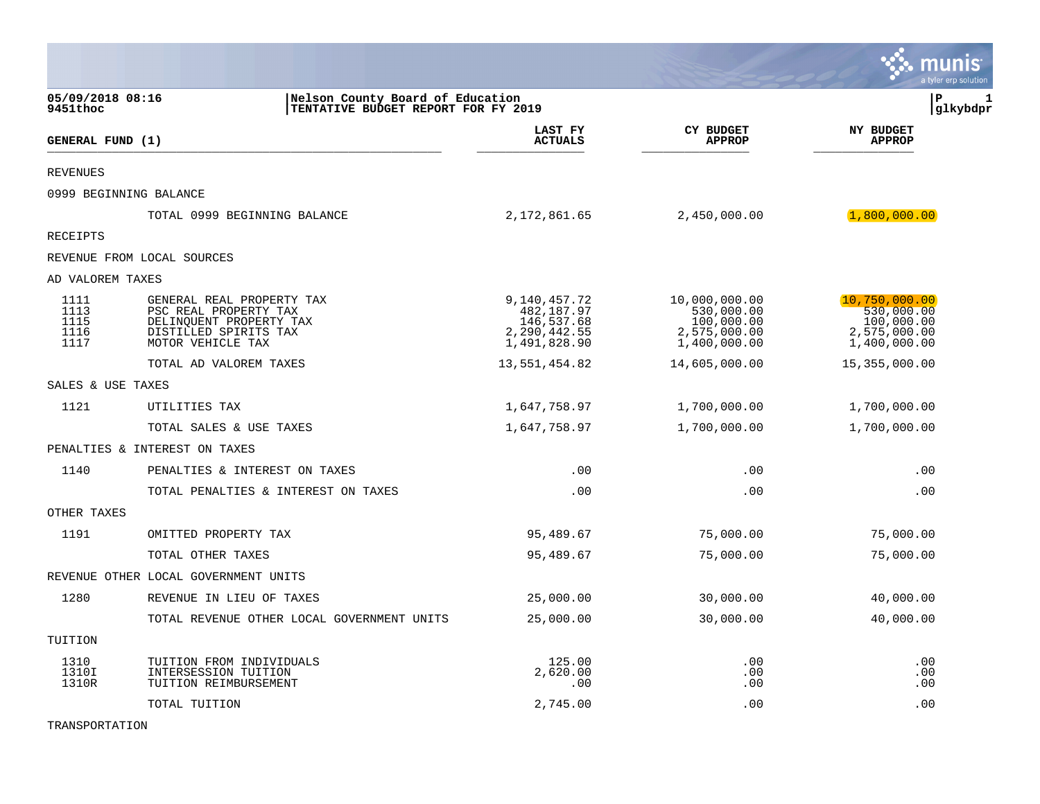05/09/2018 08:16 | Nelson County Board of Education
9451thoc | TENTATIVE BUDGET REPORT FOR FY 2019

| GENERAL FUND (1) | | LAST FY ACTUALS | CY BUDGET APPROP | NY BUDGET APPROP |
|---|---|---|---|---|
| REVENUES | | | | |
| 0999 BEGINNING BALANCE | | | | |
| | TOTAL 0999 BEGINNING BALANCE | 2,172,861.65 | 2,450,000.00 | 1,800,000.00 |
| RECEIPTS | | | | |
| REVENUE FROM LOCAL SOURCES | | | | |
| AD VALOREM TAXES | | | | |
| 1111 | GENERAL REAL PROPERTY TAX | 9,140,457.72 | 10,000,000.00 | 10,750,000.00 |
| 1113 | PSC REAL PROPERTY TAX | 482,187.97 | 530,000.00 | 530,000.00 |
| 1115 | DELINQUENT PROPERTY TAX | 146,537.68 | 100,000.00 | 100,000.00 |
| 1116 | DISTILLED SPIRITS TAX | 2,290,442.55 | 2,575,000.00 | 2,575,000.00 |
| 1117 | MOTOR VEHICLE TAX | 1,491,828.90 | 1,400,000.00 | 1,400,000.00 |
| | TOTAL AD VALOREM TAXES | 13,551,454.82 | 14,605,000.00 | 15,355,000.00 |
| SALES & USE TAXES | | | | |
| 1121 | UTILITIES TAX | 1,647,758.97 | 1,700,000.00 | 1,700,000.00 |
| | TOTAL SALES & USE TAXES | 1,647,758.97 | 1,700,000.00 | 1,700,000.00 |
| PENALTIES & INTEREST ON TAXES | | | | |
| 1140 | PENALTIES & INTEREST ON TAXES | .00 | .00 | .00 |
| | TOTAL PENALTIES & INTEREST ON TAXES | .00 | .00 | .00 |
| OTHER TAXES | | | | |
| 1191 | OMITTED PROPERTY TAX | 95,489.67 | 75,000.00 | 75,000.00 |
| | TOTAL OTHER TAXES | 95,489.67 | 75,000.00 | 75,000.00 |
| REVENUE OTHER LOCAL GOVERNMENT UNITS | | | | |
| 1280 | REVENUE IN LIEU OF TAXES | 25,000.00 | 30,000.00 | 40,000.00 |
| | TOTAL REVENUE OTHER LOCAL GOVERNMENT UNITS | 25,000.00 | 30,000.00 | 40,000.00 |
| TUITION | | | | |
| 1310 | TUITION FROM INDIVIDUALS | 125.00 | .00 | .00 |
| 1310I | INTERSESSION TUITION | 2,620.00 | .00 | .00 |
| 1310R | TUITION REIMBURSEMENT | .00 | .00 | .00 |
| | TOTAL TUITION | 2,745.00 | .00 | .00 |
| TRANSPORTATION | | | | |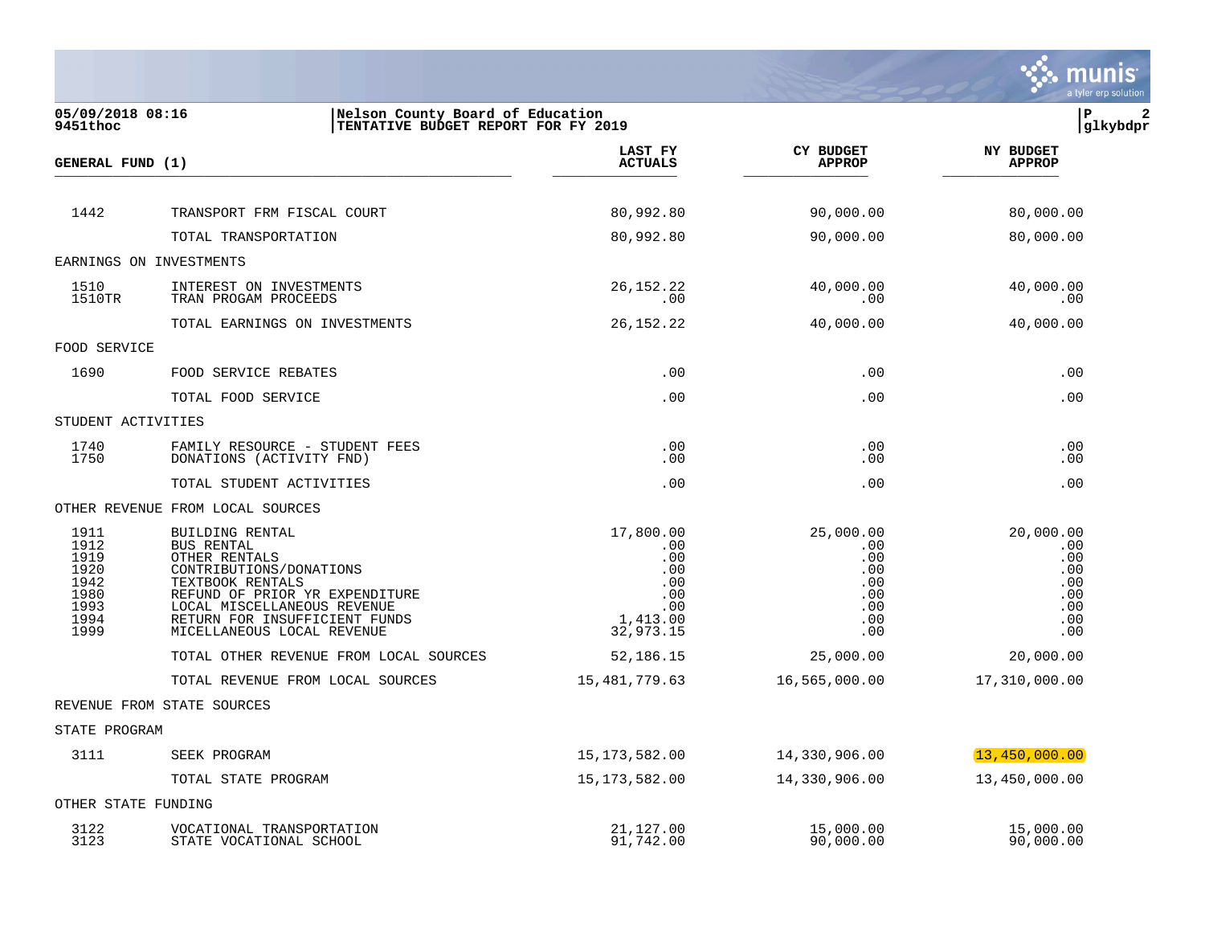**Nelson County Board of Education**
**TENTATIVE BUDGET REPORT FOR FY 2019**

05/09/2018 08:16
9451thoc

| GENERAL FUND (1) | | LAST FY ACTUALS | CY BUDGET APPROP | NY BUDGET APPROP |
|---|---|---|---|---|
| 1442 | TRANSPORT FRM FISCAL COURT | 80,992.80 | 90,000.00 | 80,000.00 |
| | TOTAL TRANSPORTATION | 80,992.80 | 90,000.00 | 80,000.00 |
| EARNINGS ON INVESTMENTS | | | | |
| 1510 | INTEREST ON INVESTMENTS | 26,152.22 | 40,000.00 | 40,000.00 |
| 1510TR | TRAN PROGAM PROCEEDS | .00 | .00 | .00 |
| | TOTAL EARNINGS ON INVESTMENTS | 26,152.22 | 40,000.00 | 40,000.00 |
| FOOD SERVICE | | | | |
| 1690 | FOOD SERVICE REBATES | .00 | .00 | .00 |
| | TOTAL FOOD SERVICE | .00 | .00 | .00 |
| STUDENT ACTIVITIES | | | | |
| 1740 | FAMILY RESOURCE - STUDENT FEES | .00 | .00 | .00 |
| 1750 | DONATIONS (ACTIVITY FND) | .00 | .00 | .00 |
| | TOTAL STUDENT ACTIVITIES | .00 | .00 | .00 |
| OTHER REVENUE FROM LOCAL SOURCES | | | | |
| 1911 | BUILDING RENTAL | 17,800.00 | 25,000.00 | 20,000.00 |
| 1912 | BUS RENTAL | .00 | .00 | .00 |
| 1919 | OTHER RENTALS | .00 | .00 | .00 |
| 1920 | CONTRIBUTIONS/DONATIONS | .00 | .00 | .00 |
| 1942 | TEXTBOOK RENTALS | .00 | .00 | .00 |
| 1980 | REFUND OF PRIOR YR EXPENDITURE | .00 | .00 | .00 |
| 1993 | LOCAL MISCELLANEOUS REVENUE | .00 | .00 | .00 |
| 1994 | RETURN FOR INSUFFICIENT FUNDS | 1,413.00 | .00 | .00 |
| 1999 | MICELLANEOUS LOCAL REVENUE | 32,973.15 | .00 | .00 |
| | TOTAL OTHER REVENUE FROM LOCAL SOURCES | 52,186.15 | 25,000.00 | 20,000.00 |
| | TOTAL REVENUE FROM LOCAL SOURCES | 15,481,779.63 | 16,565,000.00 | 17,310,000.00 |
| REVENUE FROM STATE SOURCES | | | | |
| STATE PROGRAM | | | | |
| 3111 | SEEK PROGRAM | 15,173,582.00 | 14,330,906.00 | 13,450,000.00 |
| | TOTAL STATE PROGRAM | 15,173,582.00 | 14,330,906.00 | 13,450,000.00 |
| OTHER STATE FUNDING | | | | |
| 3122 | VOCATIONAL TRANSPORTATION | 21,127.00 | 15,000.00 | 15,000.00 |
| 3123 | STATE VOCATIONAL SCHOOL | 91,742.00 | 90,000.00 | 90,000.00 |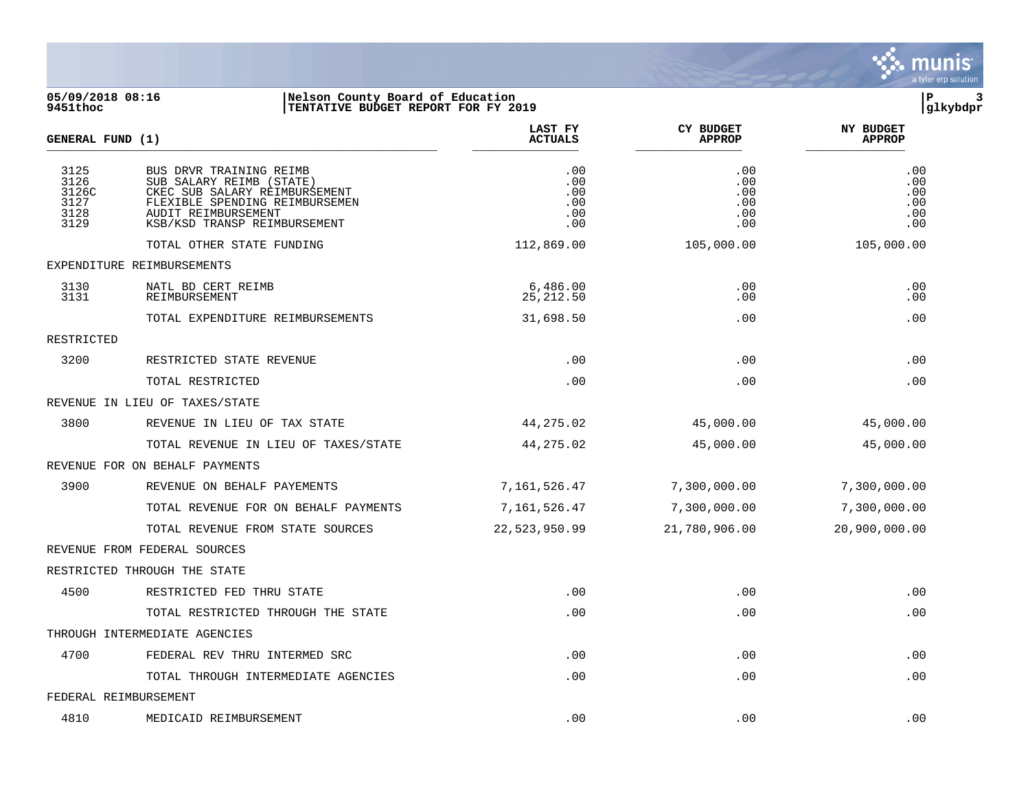**05/09/2018 08:16** 
**9451thoc**

**Nelson County Board of Education**
**TENTATIVE BUDGET REPORT FOR FY 2019**

**glkybdpr**

| GENERAL FUND (1) | | LAST FY ACTUALS | CY BUDGET APPROP | NY BUDGET APPROP |
|---|---|---|---|---|
| 3125 | BUS DRVR TRAINING REIMB | .00 | .00 | .00 |
| 3126 | SUB SALARY REIMB (STATE) | .00 | .00 | .00 |
| 3126C | CKEC SUB SALARY REIMBURSEMENT | .00 | .00 | .00 |
| 3127 | FLEXIBLE SPENDING REIMBURSEMEN | .00 | .00 | .00 |
| 3128 | AUDIT REIMBURSEMENT | .00 | .00 | .00 |
| 3129 | KSB/KSD TRANSP REIMBURSEMENT | .00 | .00 | .00 |
| | TOTAL OTHER STATE FUNDING | 112,869.00 | 105,000.00 | 105,000.00 |
| EXPENDITURE REIMBURSEMENTS | | | | |
| 3130 | NATL BD CERT REIMB | 6,486.00 | .00 | .00 |
| 3131 | REIMBURSEMENT | 25,212.50 | .00 | .00 |
| | TOTAL EXPENDITURE REIMBURSEMENTS | 31,698.50 | .00 | .00 |
| RESTRICTED | | | | |
| 3200 | RESTRICTED STATE REVENUE | .00 | .00 | .00 |
| | TOTAL RESTRICTED | .00 | .00 | .00 |
| REVENUE IN LIEU OF TAXES/STATE | | | | |
| 3800 | REVENUE IN LIEU OF TAX STATE | 44,275.02 | 45,000.00 | 45,000.00 |
| | TOTAL REVENUE IN LIEU OF TAXES/STATE | 44,275.02 | 45,000.00 | 45,000.00 |
| REVENUE FOR ON BEHALF PAYMENTS | | | | |
| 3900 | REVENUE ON BEHALF PAYEMENTS | 7,161,526.47 | 7,300,000.00 | 7,300,000.00 |
| | TOTAL REVENUE FOR ON BEHALF PAYMENTS | 7,161,526.47 | 7,300,000.00 | 7,300,000.00 |
| | TOTAL REVENUE FROM STATE SOURCES | 22,523,950.99 | 21,780,906.00 | 20,900,000.00 |
| REVENUE FROM FEDERAL SOURCES | | | | |
| RESTRICTED THROUGH THE STATE | | | | |
| 4500 | RESTRICTED FED THRU STATE | .00 | .00 | .00 |
| | TOTAL RESTRICTED THROUGH THE STATE | .00 | .00 | .00 |
| THROUGH INTERMEDIATE AGENCIES | | | | |
| 4700 | FEDERAL REV THRU INTERMED SRC | .00 | .00 | .00 |
| | TOTAL THROUGH INTERMEDIATE AGENCIES | .00 | .00 | .00 |
| FEDERAL REIMBURSEMENT | | | | |
| 4810 | MEDICAID REIMBURSEMENT | .00 | .00 | .00 |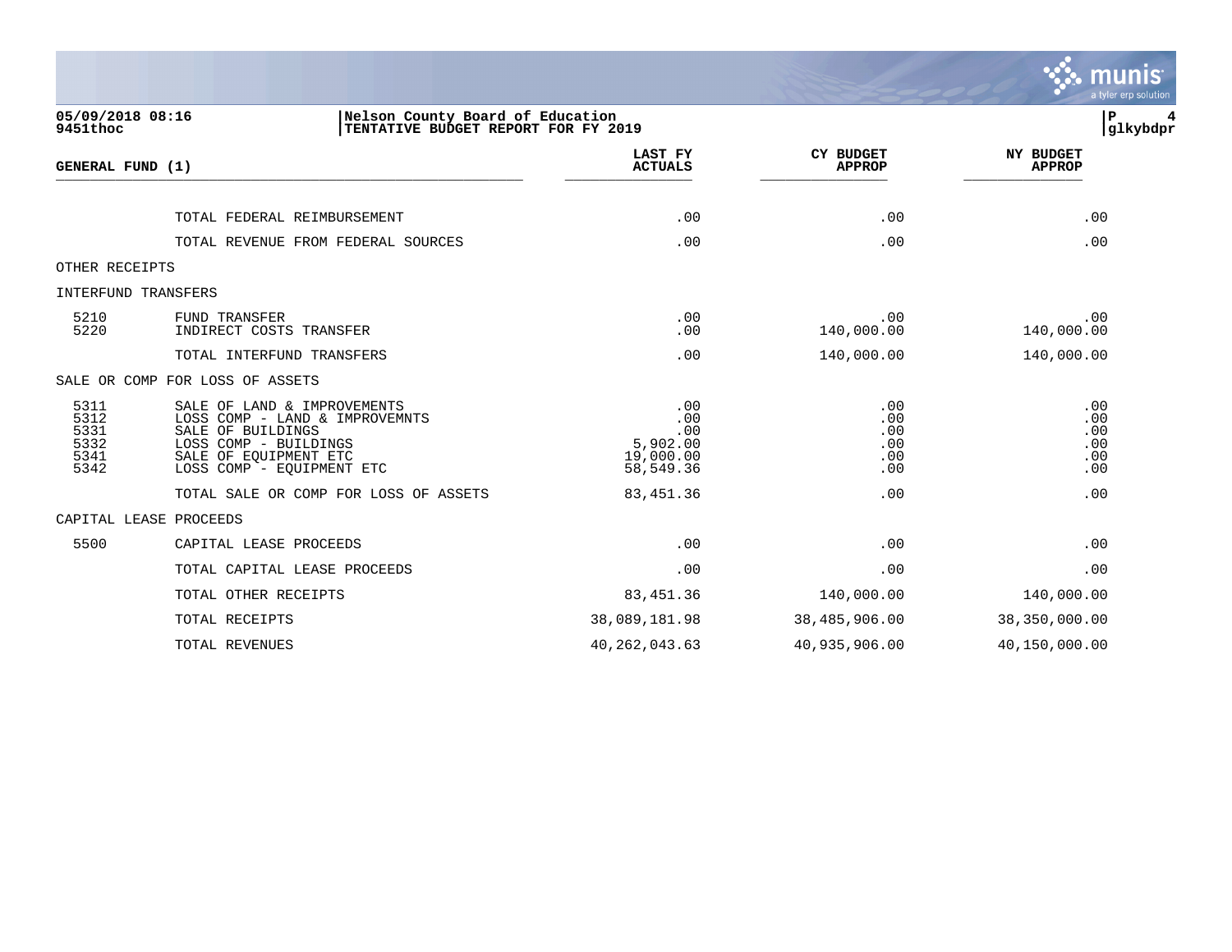05/09/2018 08:16
9451thoc

Nelson County Board of Education
TENTATIVE BUDGET REPORT FOR FY 2019

P 4
glkybdpr

| GENERAL FUND (1) | | LAST FY ACTUALS | CY BUDGET APPROP | NY BUDGET APPROP |
|---|---|---|---|---|
| | TOTAL FEDERAL REIMBURSEMENT | .00 | .00 | .00 |
| | TOTAL REVENUE FROM FEDERAL SOURCES | .00 | .00 | .00 |
| OTHER RECEIPTS | | | | |
| INTERFUND TRANSFERS | | | | |
| 5210 | FUND TRANSFER | .00 | .00 | .00 |
| 5220 | INDIRECT COSTS TRANSFER | .00 | 140,000.00 | 140,000.00 |
| | TOTAL INTERFUND TRANSFERS | .00 | 140,000.00 | 140,000.00 |
| SALE OR COMP FOR LOSS OF ASSETS | | | | |
| 5311 | SALE OF LAND & IMPROVEMENTS | .00 | .00 | .00 |
| 5312 | LOSS COMP - LAND & IMPROVEMNTS | .00 | .00 | .00 |
| 5331 | SALE OF BUILDINGS | .00 | .00 | .00 |
| 5332 | LOSS COMP - BUILDINGS | 5,902.00 | .00 | .00 |
| 5341 | SALE OF EQUIPMENT ETC | 19,000.00 | .00 | .00 |
| 5342 | LOSS COMP - EQUIPMENT ETC | 58,549.36 | .00 | .00 |
| | TOTAL SALE OR COMP FOR LOSS OF ASSETS | 83,451.36 | .00 | .00 |
| CAPITAL LEASE PROCEEDS | | | | |
| 5500 | CAPITAL LEASE PROCEEDS | .00 | .00 | .00 |
| | TOTAL CAPITAL LEASE PROCEEDS | .00 | .00 | .00 |
| | TOTAL OTHER RECEIPTS | 83,451.36 | 140,000.00 | 140,000.00 |
| | TOTAL RECEIPTS | 38,089,181.98 | 38,485,906.00 | 38,350,000.00 |
| | TOTAL REVENUES | 40,262,043.63 | 40,935,906.00 | 40,150,000.00 |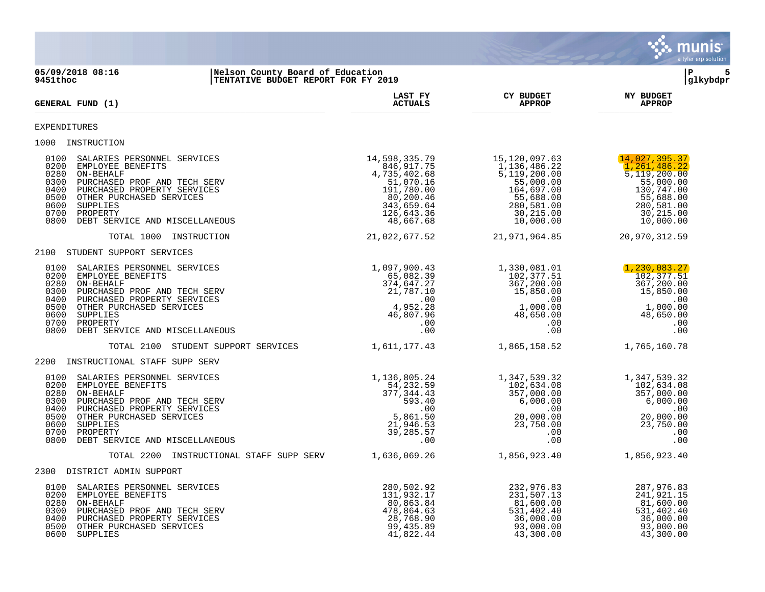**Nelson County Board of Education**
**TENTATIVE BUDGET REPORT FOR FY 2019**

05/09/2018 08:16
9451thoc

glkybdpr

| GENERAL FUND (1) | LAST FY ACTUALS | CY BUDGET APPROP | NY BUDGET APPROP |
|---|---|---|---|
| **EXPENDITURES** | | | |
| **1000 INSTRUCTION** | | | |
| 0100 SALARIES PERSONNEL SERVICES | 14,598,335.79 | 15,120,097.63 | 14,027,395.37 |
| 0200 EMPLOYEE BENEFITS | 846,917.75 | 1,136,486.22 | 1,261,486.22 |
| 0280 ON-BEHALF | 4,735,402.68 | 5,119,200.00 | 5,119,200.00 |
| 0300 PURCHASED PROF AND TECH SERV | 51,070.16 | 55,000.00 | 55,000.00 |
| 0400 PURCHASED PROPERTY SERVICES | 191,780.00 | 164,697.00 | 130,747.00 |
| 0500 OTHER PURCHASED SERVICES | 80,200.46 | 55,688.00 | 55,688.00 |
| 0600 SUPPLIES | 343,659.64 | 280,581.00 | 280,581.00 |
| 0700 PROPERTY | 126,643.36 | 30,215.00 | 30,215.00 |
| 0800 DEBT SERVICE AND MISCELLANEOUS | 48,667.68 | 10,000.00 | 10,000.00 |
| TOTAL 1000 INSTRUCTION | 21,022,677.52 | 21,971,964.85 | 20,970,312.59 |
| **2100 STUDENT SUPPORT SERVICES** | | | |
| 0100 SALARIES PERSONNEL SERVICES | 1,097,900.43 | 1,330,081.01 | 1,230,083.27 |
| 0200 EMPLOYEE BENEFITS | 65,082.39 | 102,377.51 | 102,377.51 |
| 0280 ON-BEHALF | 374,647.27 | 367,200.00 | 367,200.00 |
| 0300 PURCHASED PROF AND TECH SERV | 21,787.10 | 15,850.00 | 15,850.00 |
| 0400 PURCHASED PROPERTY SERVICES | .00 | .00 | .00 |
| 0500 OTHER PURCHASED SERVICES | 4,952.28 | 1,000.00 | 1,000.00 |
| 0600 SUPPLIES | 46,807.96 | 48,650.00 | 48,650.00 |
| 0700 PROPERTY | .00 | .00 | .00 |
| 0800 DEBT SERVICE AND MISCELLANEOUS | .00 | .00 | .00 |
| TOTAL 2100 STUDENT SUPPORT SERVICES | 1,611,177.43 | 1,865,158.52 | 1,765,160.78 |
| **2200 INSTRUCTIONAL STAFF SUPP SERV** | | | |
| 0100 SALARIES PERSONNEL SERVICES | 1,136,805.24 | 1,347,539.32 | 1,347,539.32 |
| 0200 EMPLOYEE BENEFITS | 54,232.59 | 102,634.08 | 102,634.08 |
| 0280 ON-BEHALF | 377,344.43 | 357,000.00 | 357,000.00 |
| 0300 PURCHASED PROF AND TECH SERV | 593.40 | 6,000.00 | 6,000.00 |
| 0400 PURCHASED PROPERTY SERVICES | .00 | .00 | .00 |
| 0500 OTHER PURCHASED SERVICES | 5,861.50 | 20,000.00 | 20,000.00 |
| 0600 SUPPLIES | 21,946.53 | 23,750.00 | 23,750.00 |
| 0700 PROPERTY | 39,285.57 | .00 | .00 |
| 0800 DEBT SERVICE AND MISCELLANEOUS | .00 | .00 | .00 |
| TOTAL 2200 INSTRUCTIONAL STAFF SUPP SERV | 1,636,069.26 | 1,856,923.40 | 1,856,923.40 |
| **2300 DISTRICT ADMIN SUPPORT** | | | |
| 0100 SALARIES PERSONNEL SERVICES | 280,502.92 | 232,976.83 | 287,976.83 |
| 0200 EMPLOYEE BENEFITS | 131,932.17 | 231,507.13 | 241,921.15 |
| 0280 ON-BEHALF | 80,863.84 | 81,600.00 | 81,600.00 |
| 0300 PURCHASED PROF AND TECH SERV | 478,864.63 | 531,402.40 | 531,402.40 |
| 0400 PURCHASED PROPERTY SERVICES | 28,768.90 | 36,000.00 | 36,000.00 |
| 0500 OTHER PURCHASED SERVICES | 99,435.89 | 93,000.00 | 93,000.00 |
| 0600 SUPPLIES | 41,822.44 | 43,300.00 | 43,300.00 |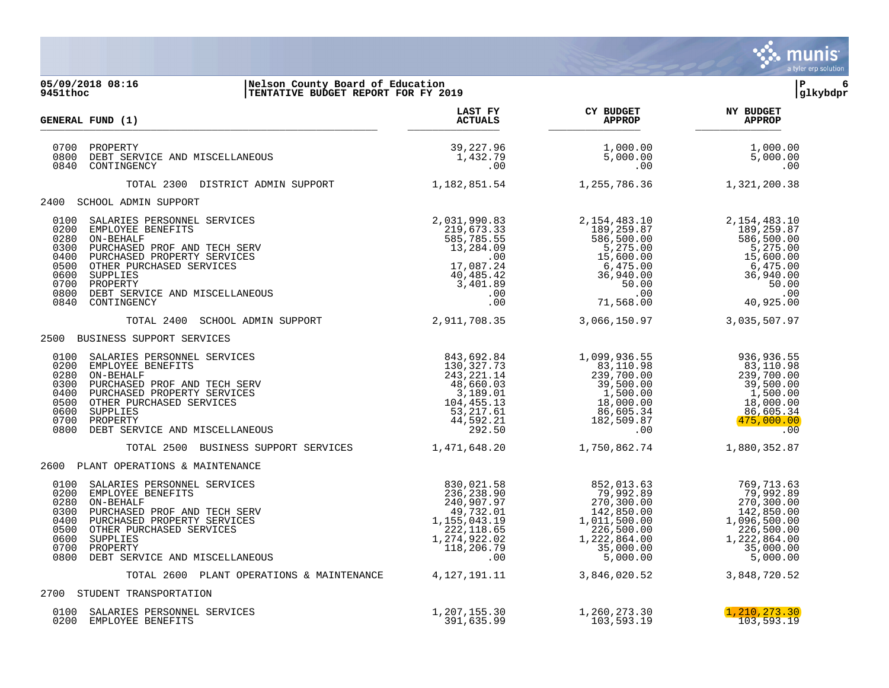**Nelson County Board of Education**
**TENTATIVE BUDGET REPORT FOR FY 2019**

| GENERAL FUND (1) | LAST FY ACTUALS | CY BUDGET APPROP | NY BUDGET APPROP |
|---|---|---|---|
| 0700 PROPERTY | 39,227.96 | 1,000.00 | 1,000.00 |
| 0800 DEBT SERVICE AND MISCELLANEOUS | 1,432.79 | 5,000.00 | 5,000.00 |
| 0840 CONTINGENCY | .00 | .00 | .00 |
| TOTAL 2300 DISTRICT ADMIN SUPPORT | 1,182,851.54 | 1,255,786.36 | 1,321,200.38 |
| **2400 SCHOOL ADMIN SUPPORT** | | | |
| 0100 SALARIES PERSONNEL SERVICES | 2,031,990.83 | 2,154,483.10 | 2,154,483.10 |
| 0200 EMPLOYEE BENEFITS | 219,673.33 | 189,259.87 | 189,259.87 |
| 0280 ON-BEHALF | 585,785.55 | 586,500.00 | 586,500.00 |
| 0300 PURCHASED PROF AND TECH SERV | 13,284.09 | 5,275.00 | 5,275.00 |
| 0400 PURCHASED PROPERTY SERVICES | .00 | 15,600.00 | 15,600.00 |
| 0500 OTHER PURCHASED SERVICES | 17,087.24 | 6,475.00 | 6,475.00 |
| 0600 SUPPLIES | 40,485.42 | 36,940.00 | 36,940.00 |
| 0700 PROPERTY | 3,401.89 | 50.00 | 50.00 |
| 0800 DEBT SERVICE AND MISCELLANEOUS | .00 | .00 | .00 |
| 0840 CONTINGENCY | .00 | 71,568.00 | 40,925.00 |
| TOTAL 2400 SCHOOL ADMIN SUPPORT | 2,911,708.35 | 3,066,150.97 | 3,035,507.97 |
| **2500 BUSINESS SUPPORT SERVICES** | | | |
| 0100 SALARIES PERSONNEL SERVICES | 843,692.84 | 1,099,936.55 | 936,936.55 |
| 0200 EMPLOYEE BENEFITS | 130,327.73 | 83,110.98 | 83,110.98 |
| 0280 ON-BEHALF | 243,221.14 | 239,700.00 | 239,700.00 |
| 0300 PURCHASED PROF AND TECH SERV | 48,660.03 | 39,500.00 | 39,500.00 |
| 0400 PURCHASED PROPERTY SERVICES | 3,189.01 | 1,500.00 | 1,500.00 |
| 0500 OTHER PURCHASED SERVICES | 104,455.13 | 18,000.00 | 18,000.00 |
| 0600 SUPPLIES | 53,217.61 | 86,605.34 | 86,605.34 |
| 0700 PROPERTY | 44,592.21 | 182,509.87 | 475,000.00 |
| 0800 DEBT SERVICE AND MISCELLANEOUS | 292.50 | .00 | .00 |
| TOTAL 2500 BUSINESS SUPPORT SERVICES | 1,471,648.20 | 1,750,862.74 | 1,880,352.87 |
| **2600 PLANT OPERATIONS & MAINTENANCE** | | | |
| 0100 SALARIES PERSONNEL SERVICES | 830,021.58 | 852,013.63 | 769,713.63 |
| 0200 EMPLOYEE BENEFITS | 236,238.90 | 79,992.89 | 79,992.89 |
| 0280 ON-BEHALF | 240,907.97 | 270,300.00 | 270,300.00 |
| 0300 PURCHASED PROF AND TECH SERV | 49,732.01 | 142,850.00 | 142,850.00 |
| 0400 PURCHASED PROPERTY SERVICES | 1,155,043.19 | 1,011,500.00 | 1,096,500.00 |
| 0500 OTHER PURCHASED SERVICES | 222,118.65 | 226,500.00 | 226,500.00 |
| 0600 SUPPLIES | 1,274,922.02 | 1,222,864.00 | 1,222,864.00 |
| 0700 PROPERTY | 118,206.79 | 35,000.00 | 35,000.00 |
| 0800 DEBT SERVICE AND MISCELLANEOUS | .00 | 5,000.00 | 5,000.00 |
| TOTAL 2600 PLANT OPERATIONS & MAINTENANCE | 4,127,191.11 | 3,846,020.52 | 3,848,720.52 |
| **2700 STUDENT TRANSPORTATION** | | | |
| 0100 SALARIES PERSONNEL SERVICES | 1,207,155.30 | 1,260,273.30 | 1,210,273.30 |
| 0200 EMPLOYEE BENEFITS | 391,635.99 | 103,593.19 | 103,593.19 |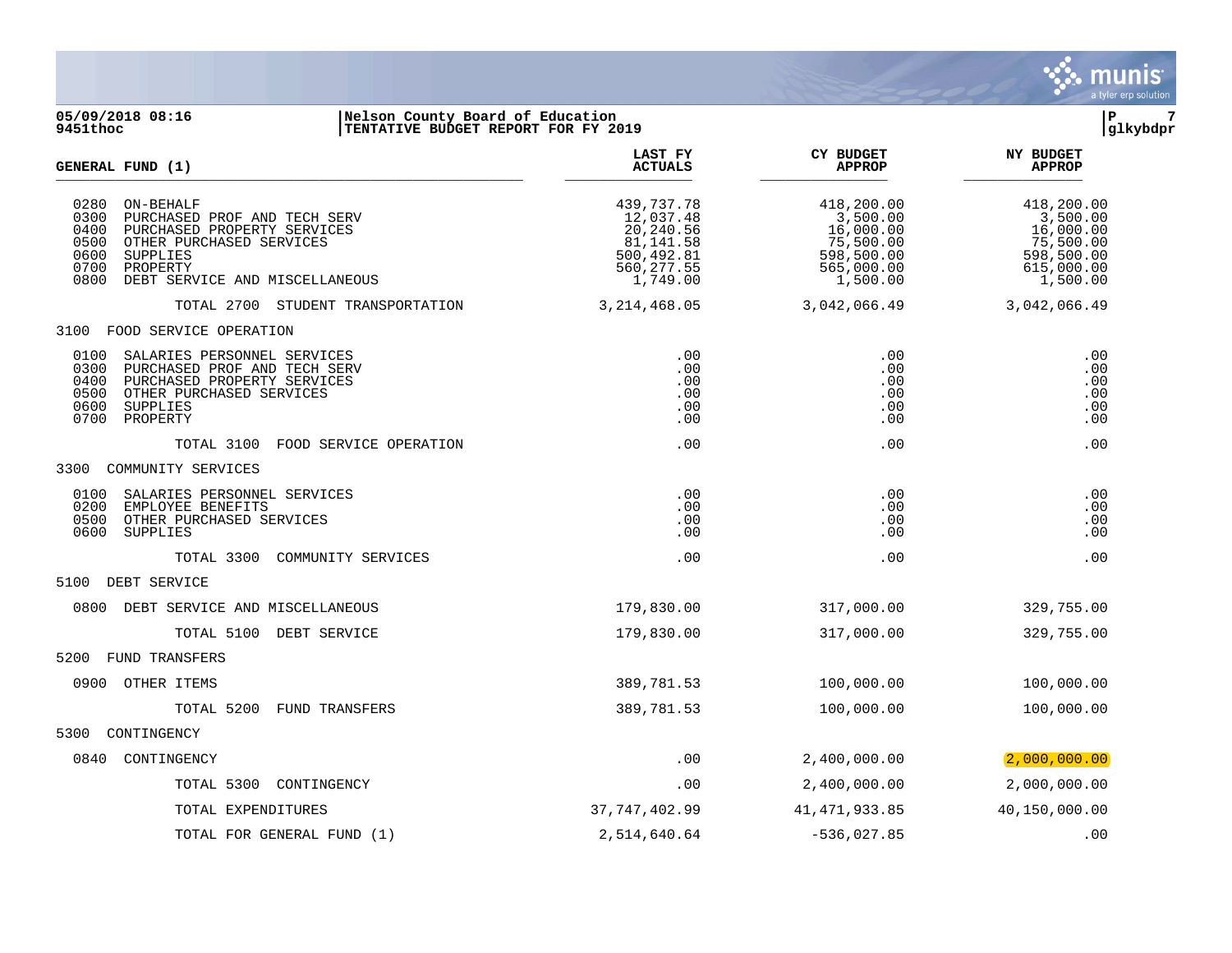**Nelson County Board of Education**
**TENTATIVE BUDGET REPORT FOR FY 2019**

05/09/2018 08:16
9451thoc

| GENERAL FUND (1) | LAST FY ACTUALS | CY BUDGET APPROP | NY BUDGET APPROP |
|---|---|---|---|
| 0280 ON-BEHALF | 439,737.78 | 418,200.00 | 418,200.00 |
| 0300 PURCHASED PROF AND TECH SERV | 12,037.48 | 3,500.00 | 3,500.00 |
| 0400 PURCHASED PROPERTY SERVICES | 20,240.56 | 16,000.00 | 16,000.00 |
| 0500 OTHER PURCHASED SERVICES | 81,141.58 | 75,500.00 | 75,500.00 |
| 0600 SUPPLIES | 500,492.81 | 598,500.00 | 598,500.00 |
| 0700 PROPERTY | 560,277.55 | 565,000.00 | 615,000.00 |
| 0800 DEBT SERVICE AND MISCELLANEOUS | 1,749.00 | 1,500.00 | 1,500.00 |
| TOTAL 2700 STUDENT TRANSPORTATION | 3,214,468.05 | 3,042,066.49 | 3,042,066.49 |
| 3100 FOOD SERVICE OPERATION | | | |
| 0100 SALARIES PERSONNEL SERVICES | .00 | .00 | .00 |
| 0300 PURCHASED PROF AND TECH SERV | .00 | .00 | .00 |
| 0400 PURCHASED PROPERTY SERVICES | .00 | .00 | .00 |
| 0500 OTHER PURCHASED SERVICES | .00 | .00 | .00 |
| 0600 SUPPLIES | .00 | .00 | .00 |
| 0700 PROPERTY | .00 | .00 | .00 |
| TOTAL 3100 FOOD SERVICE OPERATION | .00 | .00 | .00 |
| 3300 COMMUNITY SERVICES | | | |
| 0100 SALARIES PERSONNEL SERVICES | .00 | .00 | .00 |
| 0200 EMPLOYEE BENEFITS | .00 | .00 | .00 |
| 0500 OTHER PURCHASED SERVICES | .00 | .00 | .00 |
| 0600 SUPPLIES | .00 | .00 | .00 |
| TOTAL 3300 COMMUNITY SERVICES | .00 | .00 | .00 |
| 5100 DEBT SERVICE | | | |
| 0800 DEBT SERVICE AND MISCELLANEOUS | 179,830.00 | 317,000.00 | 329,755.00 |
| TOTAL 5100 DEBT SERVICE | 179,830.00 | 317,000.00 | 329,755.00 |
| 5200 FUND TRANSFERS | | | |
| 0900 OTHER ITEMS | 389,781.53 | 100,000.00 | 100,000.00 |
| TOTAL 5200 FUND TRANSFERS | 389,781.53 | 100,000.00 | 100,000.00 |
| 5300 CONTINGENCY | | | |
| 0840 CONTINGENCY | .00 | 2,400,000.00 | 2,000,000.00 |
| TOTAL 5300 CONTINGENCY | .00 | 2,400,000.00 | 2,000,000.00 |
| TOTAL EXPENDITURES | 37,747,402.99 | 41,471,933.85 | 40,150,000.00 |
| TOTAL FOR GENERAL FUND (1) | 2,514,640.64 | -536,027.85 | .00 |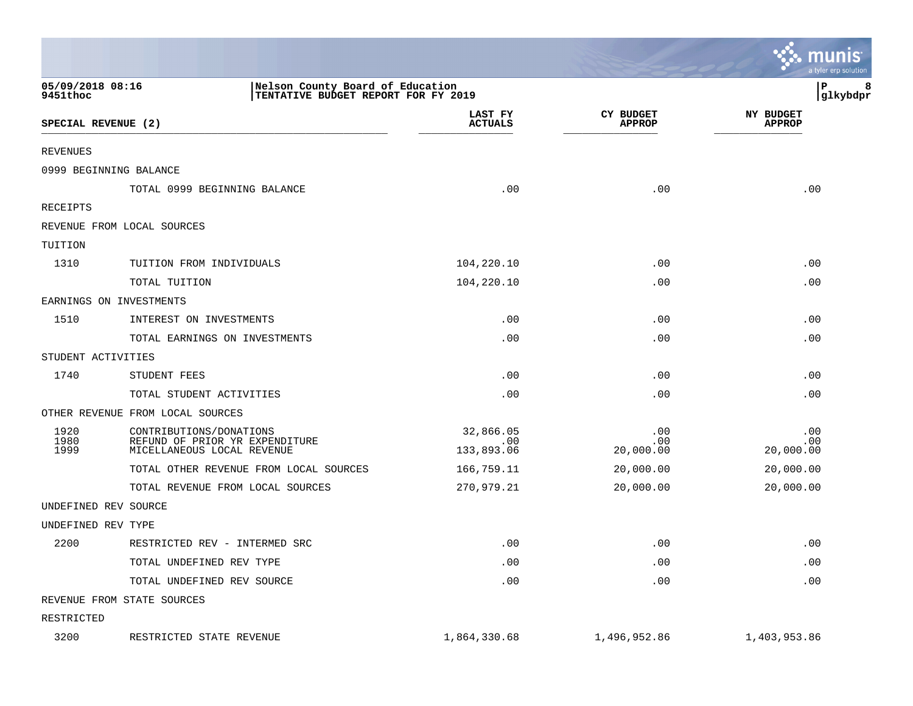05/09/2018 08:16
9451thoc

Nelson County Board of Education
TENTATIVE BUDGET REPORT FOR FY 2019

glkybdpr

| SPECIAL REVENUE (2) | | LAST FY ACTUALS | CY BUDGET APPROP | NY BUDGET APPROP |
|---|---|---|---|---|
| REVENUES | | | | |
| 0999 BEGINNING BALANCE | | | | |
| | TOTAL 0999 BEGINNING BALANCE | .00 | .00 | .00 |
| RECEIPTS | | | | |
| REVENUE FROM LOCAL SOURCES | | | | |
| TUITION | | | | |
| 1310 | TUITION FROM INDIVIDUALS | 104,220.10 | .00 | .00 |
| | TOTAL TUITION | 104,220.10 | .00 | .00 |
| EARNINGS ON INVESTMENTS | | | | |
| 1510 | INTEREST ON INVESTMENTS | .00 | .00 | .00 |
| | TOTAL EARNINGS ON INVESTMENTS | .00 | .00 | .00 |
| STUDENT ACTIVITIES | | | | |
| 1740 | STUDENT FEES | .00 | .00 | .00 |
| | TOTAL STUDENT ACTIVITIES | .00 | .00 | .00 |
| OTHER REVENUE FROM LOCAL SOURCES | | | | |
| 1920 | CONTRIBUTIONS/DONATIONS | 32,866.05 | .00 | .00 |
| 1980 | REFUND OF PRIOR YR EXPENDITURE | .00 | .00 | .00 |
| 1999 | MICELLANEOUS LOCAL REVENUE | 133,893.06 | 20,000.00 | 20,000.00 |
| | TOTAL OTHER REVENUE FROM LOCAL SOURCES | 166,759.11 | 20,000.00 | 20,000.00 |
| | TOTAL REVENUE FROM LOCAL SOURCES | 270,979.21 | 20,000.00 | 20,000.00 |
| UNDEFINED REV SOURCE | | | | |
| UNDEFINED REV TYPE | | | | |
| 2200 | RESTRICTED REV - INTERMED SRC | .00 | .00 | .00 |
| | TOTAL UNDEFINED REV TYPE | .00 | .00 | .00 |
| | TOTAL UNDEFINED REV SOURCE | .00 | .00 | .00 |
| REVENUE FROM STATE SOURCES | | | | |
| RESTRICTED | | | | |
| 3200 | RESTRICTED STATE REVENUE | 1,864,330.68 | 1,496,952.86 | 1,403,953.86 |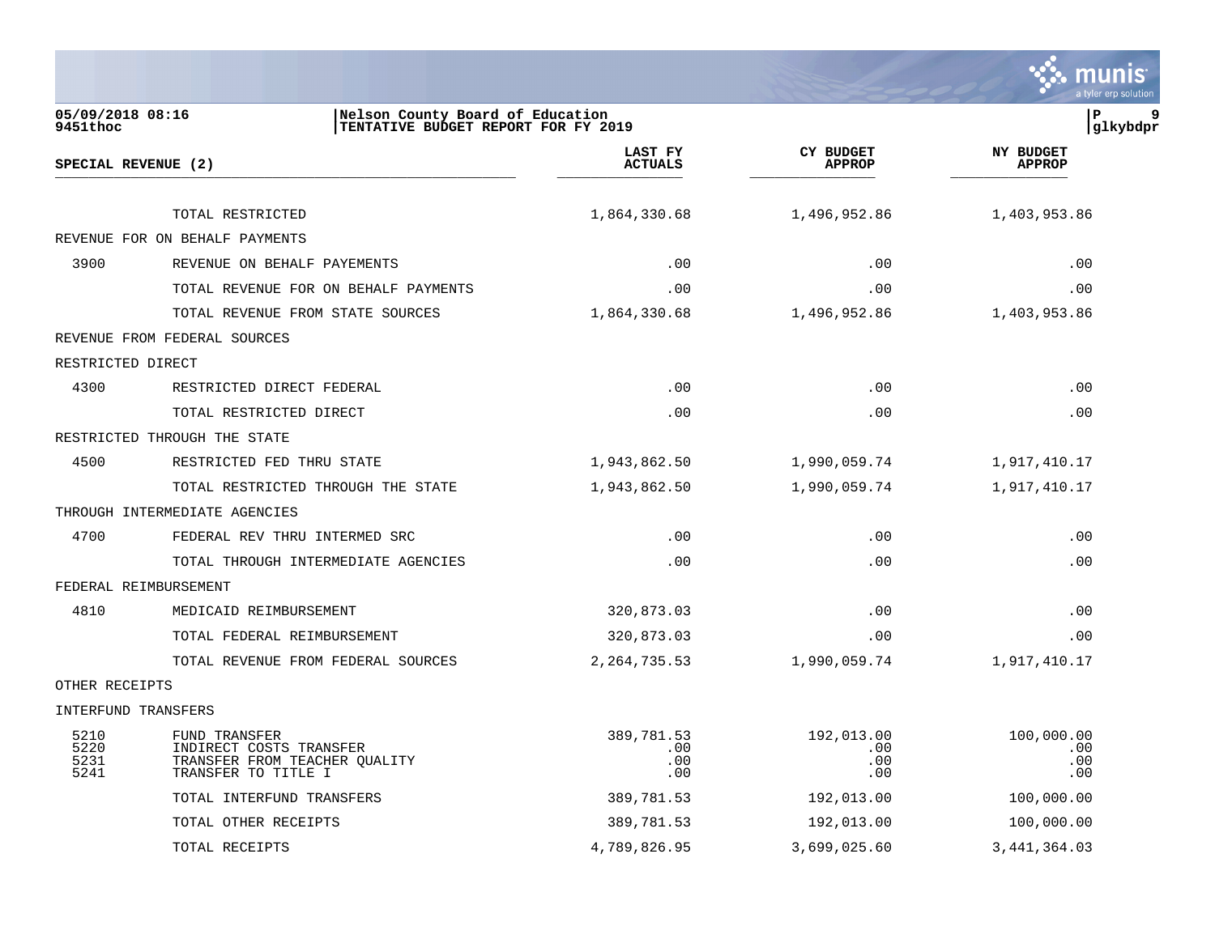**Nelson County Board of Education**
**TENTATIVE BUDGET REPORT FOR FY 2019**

05/09/2018 08:16
9451thoc

| SPECIAL REVENUE (2) | | LAST FY ACTUALS | CY BUDGET APPROP | NY BUDGET APPROP |
|---|---|---|---|---|
| | TOTAL RESTRICTED | 1,864,330.68 | 1,496,952.86 | 1,403,953.86 |
| REVENUE FOR ON BEHALF PAYMENTS | | | | |
| 3900 | REVENUE ON BEHALF PAYEMENTS | .00 | .00 | .00 |
| | TOTAL REVENUE FOR ON BEHALF PAYMENTS | .00 | .00 | .00 |
| | TOTAL REVENUE FROM STATE SOURCES | 1,864,330.68 | 1,496,952.86 | 1,403,953.86 |
| REVENUE FROM FEDERAL SOURCES | | | | |
| RESTRICTED DIRECT | | | | |
| 4300 | RESTRICTED DIRECT FEDERAL | .00 | .00 | .00 |
| | TOTAL RESTRICTED DIRECT | .00 | .00 | .00 |
| RESTRICTED THROUGH THE STATE | | | | |
| 4500 | RESTRICTED FED THRU STATE | 1,943,862.50 | 1,990,059.74 | 1,917,410.17 |
| | TOTAL RESTRICTED THROUGH THE STATE | 1,943,862.50 | 1,990,059.74 | 1,917,410.17 |
| THROUGH INTERMEDIATE AGENCIES | | | | |
| 4700 | FEDERAL REV THRU INTERMED SRC | .00 | .00 | .00 |
| | TOTAL THROUGH INTERMEDIATE AGENCIES | .00 | .00 | .00 |
| FEDERAL REIMBURSEMENT | | | | |
| 4810 | MEDICAID REIMBURSEMENT | 320,873.03 | .00 | .00 |
| | TOTAL FEDERAL REIMBURSEMENT | 320,873.03 | .00 | .00 |
| | TOTAL REVENUE FROM FEDERAL SOURCES | 2,264,735.53 | 1,990,059.74 | 1,917,410.17 |
| OTHER RECEIPTS | | | | |
| INTERFUND TRANSFERS | | | | |
| 5210 | FUND TRANSFER | 389,781.53 | 192,013.00 | 100,000.00 |
| 5220 | INDIRECT COSTS TRANSFER | .00 | .00 | .00 |
| 5231 | TRANSFER FROM TEACHER QUALITY | .00 | .00 | .00 |
| 5241 | TRANSFER TO TITLE I | .00 | .00 | .00 |
| | TOTAL INTERFUND TRANSFERS | 389,781.53 | 192,013.00 | 100,000.00 |
| | TOTAL OTHER RECEIPTS | 389,781.53 | 192,013.00 | 100,000.00 |
| | TOTAL RECEIPTS | 4,789,826.95 | 3,699,025.60 | 3,441,364.03 |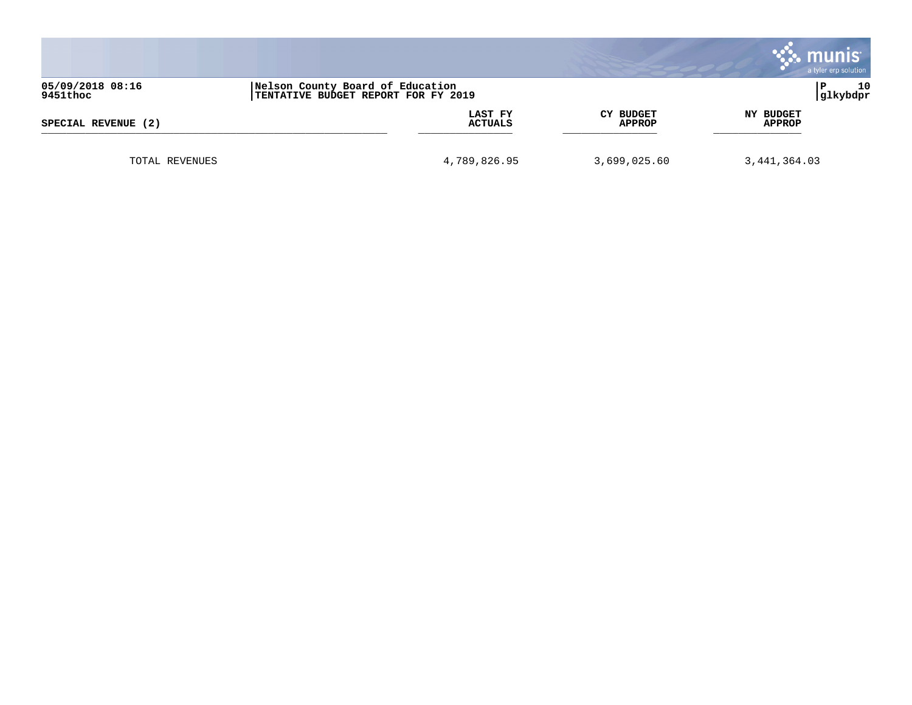05/09/2018 08:16
9451thoc

Nelson County Board of Education
TENTATIVE BUDGET REPORT FOR FY 2019

glkybdpr

| SPECIAL REVENUE (2) | LAST FY ACTUALS | CY BUDGET APPROP | NY BUDGET APPROP |
|---|---|---|---|
| TOTAL REVENUES | 4,789,826.95 | 3,699,025.60 | 3,441,364.03 |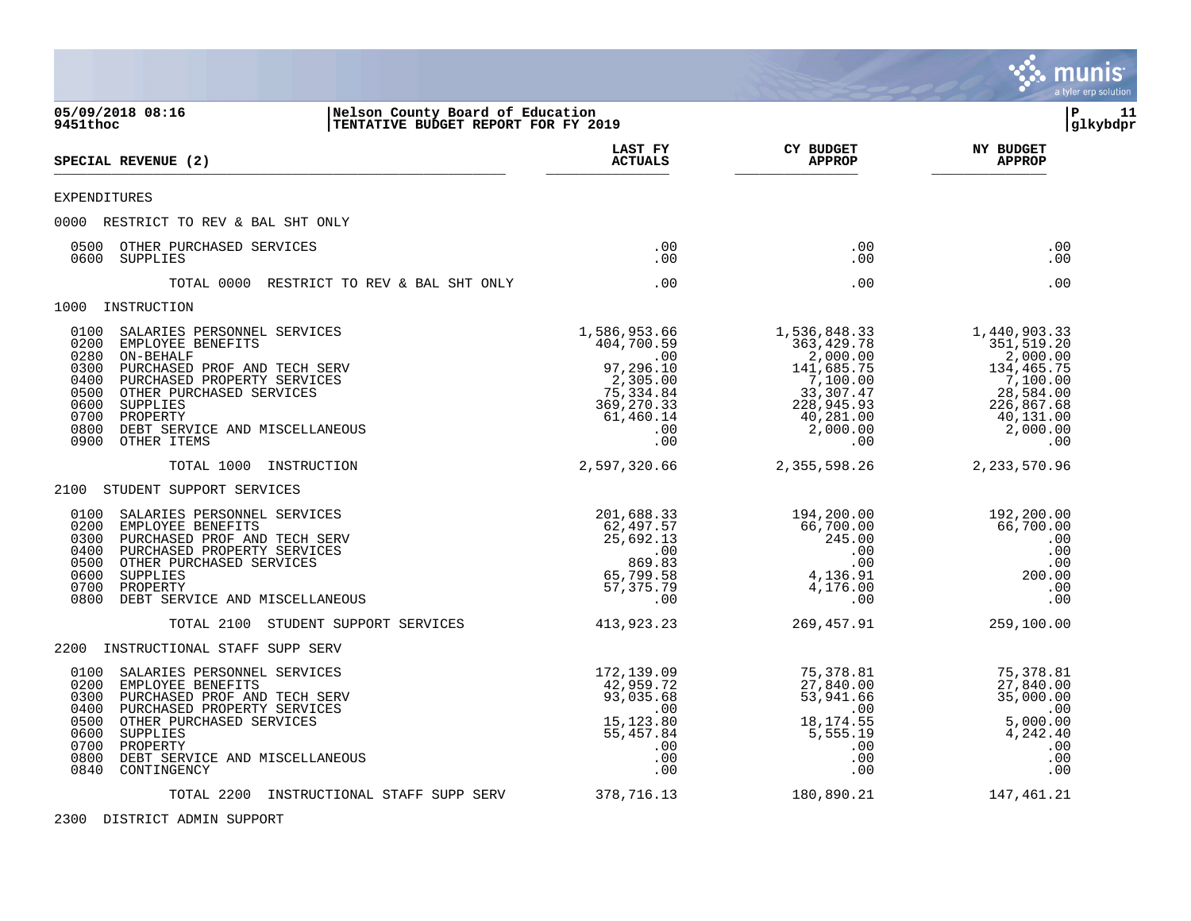05/09/2018 08:16 | Nelson County Board of Education
9451thoc | TENTATIVE BUDGET REPORT FOR FY 2019 | glkybdpr

| SPECIAL REVENUE (2) | LAST FY ACTUALS | CY BUDGET APPROP | NY BUDGET APPROP |
|---|---|---|---|
| **EXPENDITURES** | | | |
| **0000 RESTRICT TO REV & BAL SHT ONLY** | | | |
| 0500 OTHER PURCHASED SERVICES | .00 | .00 | .00 |
| 0600 SUPPLIES | .00 | .00 | .00 |
| TOTAL 0000 RESTRICT TO REV & BAL SHT ONLY | .00 | .00 | .00 |
| **1000 INSTRUCTION** | | | |
| 0100 SALARIES PERSONNEL SERVICES | 1,586,953.66 | 1,536,848.33 | 1,440,903.33 |
| 0200 EMPLOYEE BENEFITS | 404,700.59 | 363,429.78 | 351,519.20 |
| 0280 ON-BEHALF | .00 | 2,000.00 | 2,000.00 |
| 0300 PURCHASED PROF AND TECH SERV | 97,296.10 | 141,685.75 | 134,465.75 |
| 0400 PURCHASED PROPERTY SERVICES | 2,305.00 | 7,100.00 | 7,100.00 |
| 0500 OTHER PURCHASED SERVICES | 75,334.84 | 33,307.47 | 28,584.00 |
| 0600 SUPPLIES | 369,270.33 | 228,945.93 | 226,867.68 |
| 0700 PROPERTY | 61,460.14 | 40,281.00 | 40,131.00 |
| 0800 DEBT SERVICE AND MISCELLANEOUS | .00 | 2,000.00 | 2,000.00 |
| 0900 OTHER ITEMS | .00 | .00 | .00 |
| TOTAL 1000 INSTRUCTION | 2,597,320.66 | 2,355,598.26 | 2,233,570.96 |
| **2100 STUDENT SUPPORT SERVICES** | | | |
| 0100 SALARIES PERSONNEL SERVICES | 201,688.33 | 194,200.00 | 192,200.00 |
| 0200 EMPLOYEE BENEFITS | 62,497.57 | 66,700.00 | 66,700.00 |
| 0300 PURCHASED PROF AND TECH SERV | 25,692.13 | 245.00 | .00 |
| 0400 PURCHASED PROPERTY SERVICES | .00 | .00 | .00 |
| 0500 OTHER PURCHASED SERVICES | 869.83 | .00 | .00 |
| 0600 SUPPLIES | 65,799.58 | 4,136.91 | 200.00 |
| 0700 PROPERTY | 57,375.79 | 4,176.00 | .00 |
| 0800 DEBT SERVICE AND MISCELLANEOUS | .00 | .00 | .00 |
| TOTAL 2100 STUDENT SUPPORT SERVICES | 413,923.23 | 269,457.91 | 259,100.00 |
| **2200 INSTRUCTIONAL STAFF SUPP SERV** | | | |
| 0100 SALARIES PERSONNEL SERVICES | 172,139.09 | 75,378.81 | 75,378.81 |
| 0200 EMPLOYEE BENEFITS | 42,959.72 | 27,840.00 | 27,840.00 |
| 0300 PURCHASED PROF AND TECH SERV | 93,035.68 | 53,941.66 | 35,000.00 |
| 0400 PURCHASED PROPERTY SERVICES | .00 | .00 | .00 |
| 0500 OTHER PURCHASED SERVICES | 15,123.80 | 18,174.55 | 5,000.00 |
| 0600 SUPPLIES | 55,457.84 | 5,555.19 | 4,242.40 |
| 0700 PROPERTY | .00 | .00 | .00 |
| 0800 DEBT SERVICE AND MISCELLANEOUS | .00 | .00 | .00 |
| 0840 CONTINGENCY | .00 | .00 | .00 |
| TOTAL 2200 INSTRUCTIONAL STAFF SUPP SERV | 378,716.13 | 180,890.21 | 147,461.21 |
| **2300 DISTRICT ADMIN SUPPORT** | | | |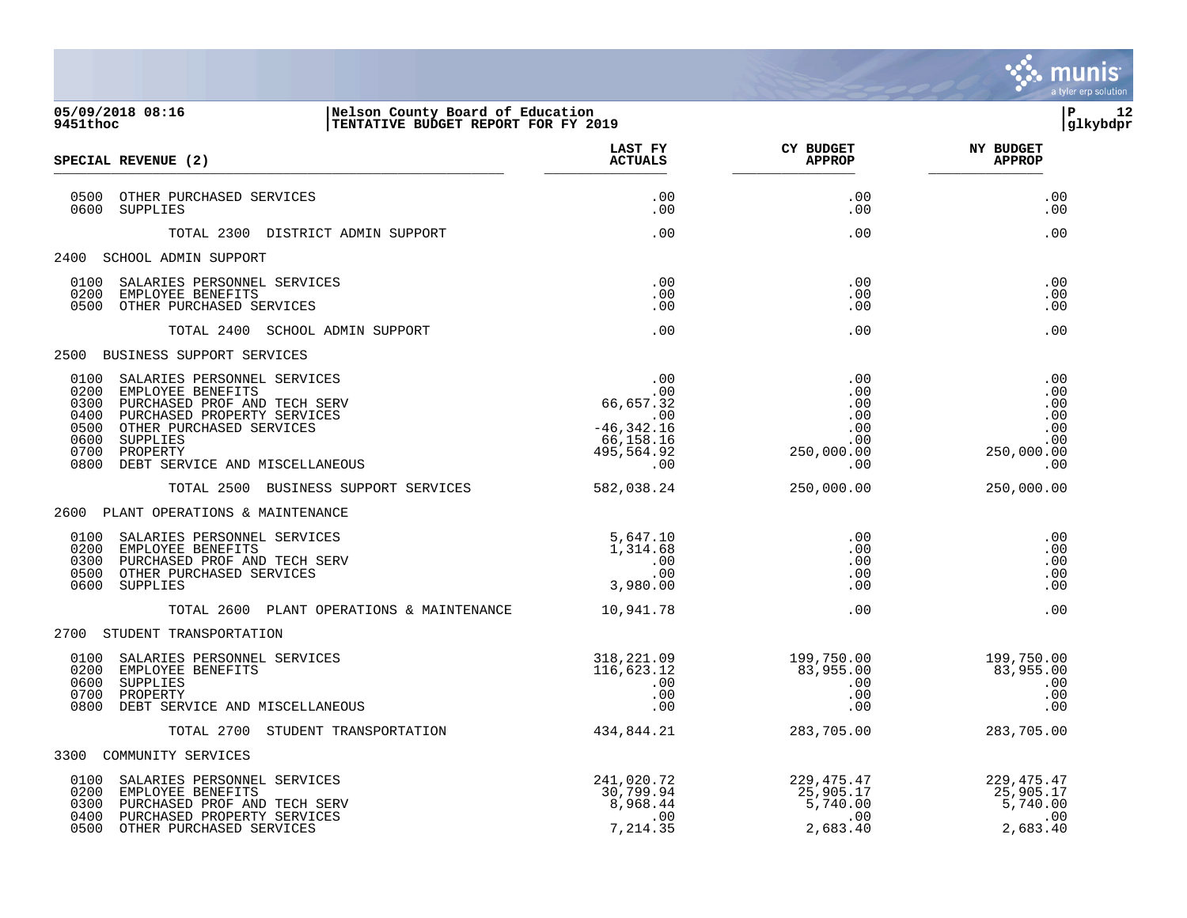**05/09/2018 08:16**
**9451thoc**

**Nelson County Board of Education**
**TENTATIVE BUDGET REPORT FOR FY 2019**

**glkybdpr**

| SPECIAL REVENUE (2) | LAST FY ACTUALS | CY BUDGET APPROP | NY BUDGET APPROP |
|---|---|---|---|
| 0500 OTHER PURCHASED SERVICES | .00 | .00 | .00 |
| 0600 SUPPLIES | .00 | .00 | .00 |
| TOTAL 2300 DISTRICT ADMIN SUPPORT | .00 | .00 | .00 |
| 2400 SCHOOL ADMIN SUPPORT | | | |
| 0100 SALARIES PERSONNEL SERVICES | .00 | .00 | .00 |
| 0200 EMPLOYEE BENEFITS | .00 | .00 | .00 |
| 0500 OTHER PURCHASED SERVICES | .00 | .00 | .00 |
| TOTAL 2400 SCHOOL ADMIN SUPPORT | .00 | .00 | .00 |
| 2500 BUSINESS SUPPORT SERVICES | | | |
| 0100 SALARIES PERSONNEL SERVICES | .00 | .00 | .00 |
| 0200 EMPLOYEE BENEFITS | .00 | .00 | .00 |
| 0300 PURCHASED PROF AND TECH SERV | 66,657.32 | .00 | .00 |
| 0400 PURCHASED PROPERTY SERVICES | .00 | .00 | .00 |
| 0500 OTHER PURCHASED SERVICES | -46,342.16 | .00 | .00 |
| 0600 SUPPLIES | 66,158.16 | .00 | .00 |
| 0700 PROPERTY | 495,564.92 | 250,000.00 | 250,000.00 |
| 0800 DEBT SERVICE AND MISCELLANEOUS | .00 | .00 | .00 |
| TOTAL 2500 BUSINESS SUPPORT SERVICES | 582,038.24 | 250,000.00 | 250,000.00 |
| 2600 PLANT OPERATIONS & MAINTENANCE | | | |
| 0100 SALARIES PERSONNEL SERVICES | 5,647.10 | .00 | .00 |
| 0200 EMPLOYEE BENEFITS | 1,314.68 | .00 | .00 |
| 0300 PURCHASED PROF AND TECH SERV | .00 | .00 | .00 |
| 0500 OTHER PURCHASED SERVICES | .00 | .00 | .00 |
| 0600 SUPPLIES | 3,980.00 | .00 | .00 |
| TOTAL 2600 PLANT OPERATIONS & MAINTENANCE | 10,941.78 | .00 | .00 |
| 2700 STUDENT TRANSPORTATION | | | |
| 0100 SALARIES PERSONNEL SERVICES | 318,221.09 | 199,750.00 | 199,750.00 |
| 0200 EMPLOYEE BENEFITS | 116,623.12 | 83,955.00 | 83,955.00 |
| 0600 SUPPLIES | .00 | .00 | .00 |
| 0700 PROPERTY | .00 | .00 | .00 |
| 0800 DEBT SERVICE AND MISCELLANEOUS | .00 | .00 | .00 |
| TOTAL 2700 STUDENT TRANSPORTATION | 434,844.21 | 283,705.00 | 283,705.00 |
| 3300 COMMUNITY SERVICES | | | |
| 0100 SALARIES PERSONNEL SERVICES | 241,020.72 | 229,475.47 | 229,475.47 |
| 0200 EMPLOYEE BENEFITS | 30,799.94 | 25,905.17 | 25,905.17 |
| 0300 PURCHASED PROF AND TECH SERV | 8,968.44 | 5,740.00 | 5,740.00 |
| 0400 PURCHASED PROPERTY SERVICES | .00 | .00 | .00 |
| 0500 OTHER PURCHASED SERVICES | 7,214.35 | 2,683.40 | 2,683.40 |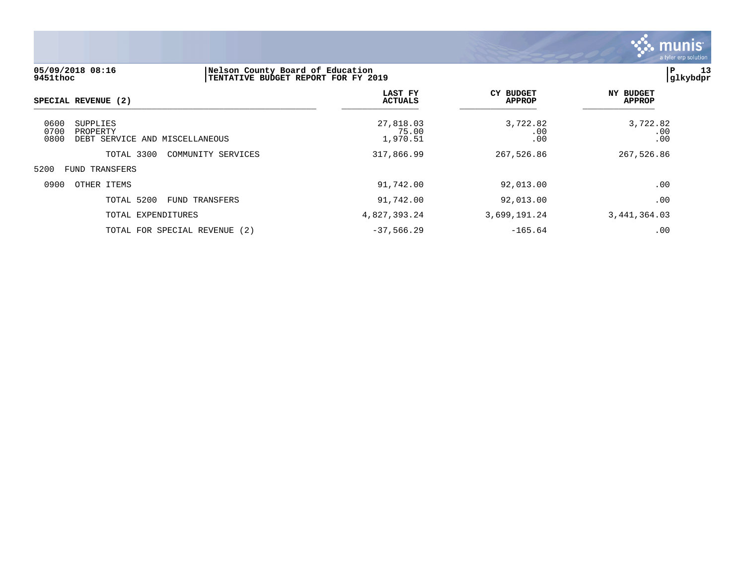**05/09/2018 08:16**
**9451thoc**

**Nelson County Board of Education**
**TENTATIVE BUDGET REPORT FOR FY 2019**

| SPECIAL REVENUE (2) | LAST FY ACTUALS | CY BUDGET APPROP | NY BUDGET APPROP |
|---|---|---|---|
| 0600 SUPPLIES | 27,818.03 | 3,722.82 | 3,722.82 |
| 0700 PROPERTY | 75.00 | .00 | .00 |
| 0800 DEBT SERVICE AND MISCELLANEOUS | 1,970.51 | .00 | .00 |
| TOTAL 3300 COMMUNITY SERVICES | 317,866.99 | 267,526.86 | 267,526.86 |
| 5200 FUND TRANSFERS | | | |
| 0900 OTHER ITEMS | 91,742.00 | 92,013.00 | .00 |
| TOTAL 5200 FUND TRANSFERS | 91,742.00 | 92,013.00 | .00 |
| TOTAL EXPENDITURES | 4,827,393.24 | 3,699,191.24 | 3,441,364.03 |
| TOTAL FOR SPECIAL REVENUE (2) | -37,566.29 | -165.64 | .00 |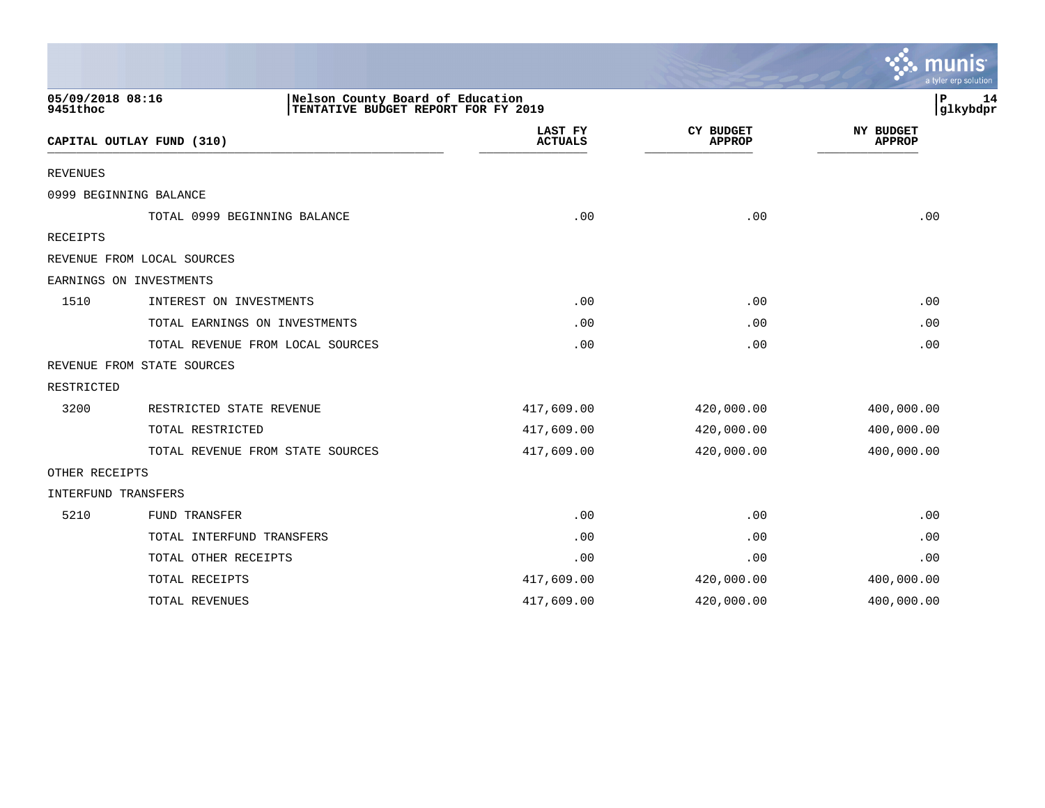05/09/2018 08:16
9451thoc

Nelson County Board of Education
TENTATIVE BUDGET REPORT FOR FY 2019

| CAPITAL OUTLAY FUND (310) | | LAST FY ACTUALS | CY BUDGET APPROP | NY BUDGET APPROP |
|---|---|---|---|---|
| REVENUES | | | | |
| 0999 BEGINNING BALANCE | | | | |
| | TOTAL 0999 BEGINNING BALANCE | .00 | .00 | .00 |
| RECEIPTS | | | | |
| REVENUE FROM LOCAL SOURCES | | | | |
| EARNINGS ON INVESTMENTS | | | | |
| 1510 | INTEREST ON INVESTMENTS | .00 | .00 | .00 |
| | TOTAL EARNINGS ON INVESTMENTS | .00 | .00 | .00 |
| | TOTAL REVENUE FROM LOCAL SOURCES | .00 | .00 | .00 |
| REVENUE FROM STATE SOURCES | | | | |
| RESTRICTED | | | | |
| 3200 | RESTRICTED STATE REVENUE | 417,609.00 | 420,000.00 | 400,000.00 |
| | TOTAL RESTRICTED | 417,609.00 | 420,000.00 | 400,000.00 |
| | TOTAL REVENUE FROM STATE SOURCES | 417,609.00 | 420,000.00 | 400,000.00 |
| OTHER RECEIPTS | | | | |
| INTERFUND TRANSFERS | | | | |
| 5210 | FUND TRANSFER | .00 | .00 | .00 |
| | TOTAL INTERFUND TRANSFERS | .00 | .00 | .00 |
| | TOTAL OTHER RECEIPTS | .00 | .00 | .00 |
| | TOTAL RECEIPTS | 417,609.00 | 420,000.00 | 400,000.00 |
| | TOTAL REVENUES | 417,609.00 | 420,000.00 | 400,000.00 |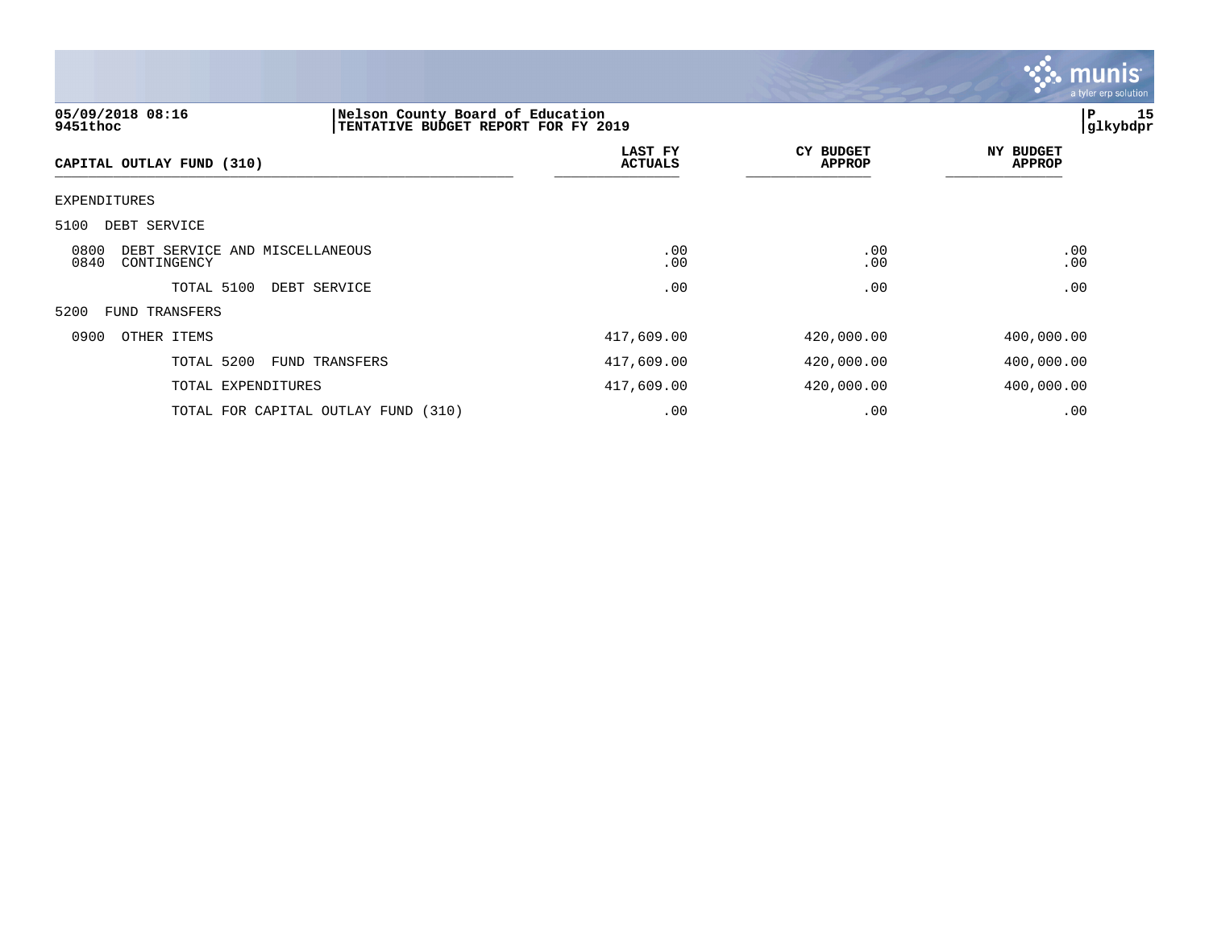05/09/2018 08:16 | Nelson County Board of Education
9451thoc | TENTATIVE BUDGET REPORT FOR FY 2019

| CAPITAL OUTLAY FUND (310) | LAST FY ACTUALS | CY BUDGET APPROP | NY BUDGET APPROP |
|---|---|---|---|
| EXPENDITURES | | | |
| 5100 DEBT SERVICE | | | |
| 0800 DEBT SERVICE AND MISCELLANEOUS | .00 | .00 | .00 |
| 0840 CONTINGENCY | .00 | .00 | .00 |
| TOTAL 5100 DEBT SERVICE | .00 | .00 | .00 |
| 5200 FUND TRANSFERS | | | |
| 0900 OTHER ITEMS | 417,609.00 | 420,000.00 | 400,000.00 |
| TOTAL 5200 FUND TRANSFERS | 417,609.00 | 420,000.00 | 400,000.00 |
| TOTAL EXPENDITURES | 417,609.00 | 420,000.00 | 400,000.00 |
| TOTAL FOR CAPITAL OUTLAY FUND (310) | .00 | .00 | .00 |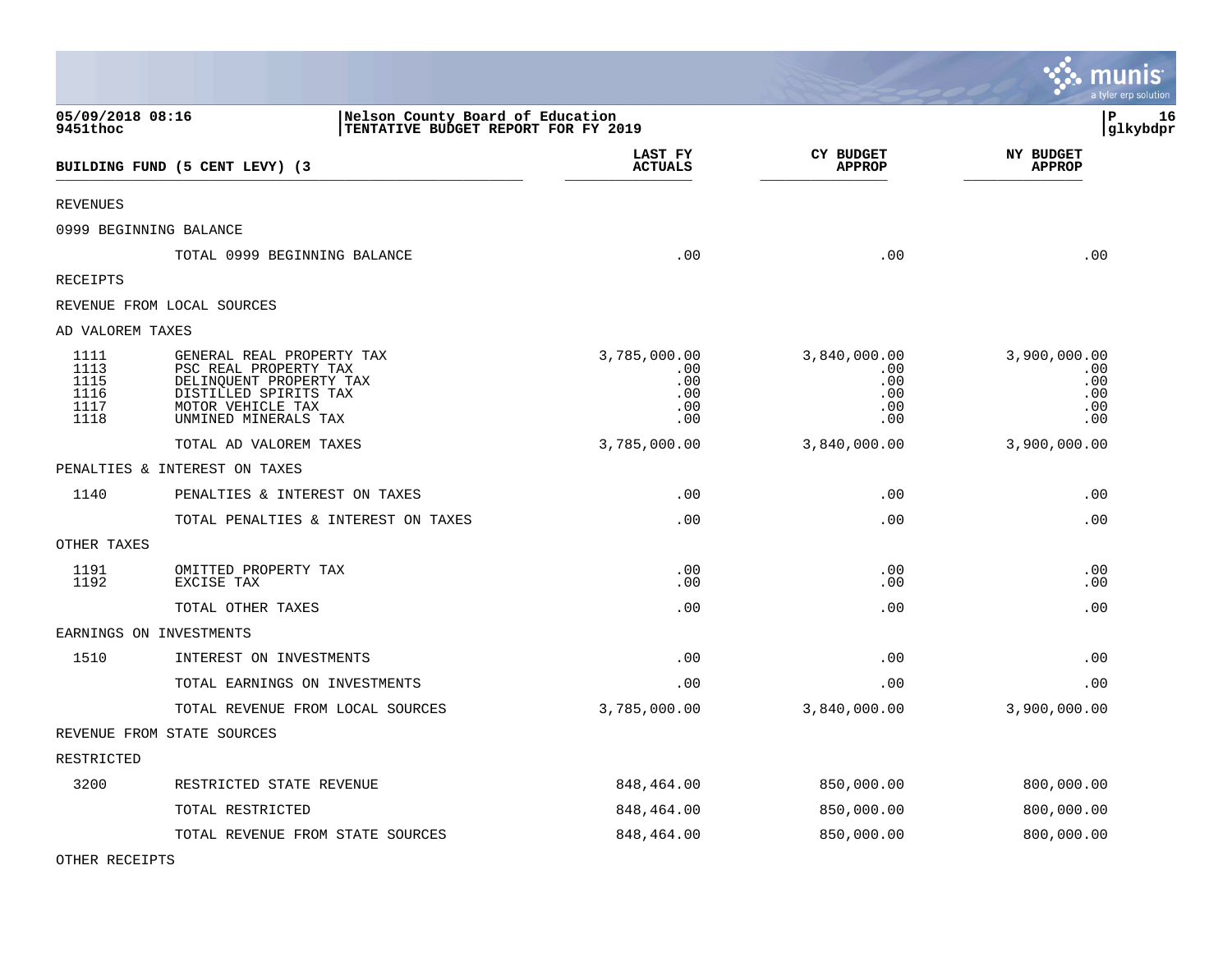05/09/2018 08:16
9451thoc

**Nelson County Board of Education**
**TENTATIVE BUDGET REPORT FOR FY 2019**

P 16
glkybdpr

| BUILDING FUND (5 CENT LEVY) (3 | | LAST FY ACTUALS | CY BUDGET APPROP | NY BUDGET APPROP |
|---|---|---|---|---|
| REVENUES | | | | |
| 0999 BEGINNING BALANCE | | | | |
| | TOTAL 0999 BEGINNING BALANCE | .00 | .00 | .00 |
| RECEIPTS | | | | |
| REVENUE FROM LOCAL SOURCES | | | | |
| AD VALOREM TAXES | | | | |
| 1111 | GENERAL REAL PROPERTY TAX | 3,785,000.00 | 3,840,000.00 | 3,900,000.00 |
| 1113 | PSC REAL PROPERTY TAX | .00 | .00 | .00 |
| 1115 | DELINQUENT PROPERTY TAX | .00 | .00 | .00 |
| 1116 | DISTILLED SPIRITS TAX | .00 | .00 | .00 |
| 1117 | MOTOR VEHICLE TAX | .00 | .00 | .00 |
| 1118 | UNMINED MINERALS TAX | .00 | .00 | .00 |
| | TOTAL AD VALOREM TAXES | 3,785,000.00 | 3,840,000.00 | 3,900,000.00 |
| PENALTIES & INTEREST ON TAXES | | | | |
| 1140 | PENALTIES & INTEREST ON TAXES | .00 | .00 | .00 |
| | TOTAL PENALTIES & INTEREST ON TAXES | .00 | .00 | .00 |
| OTHER TAXES | | | | |
| 1191 | OMITTED PROPERTY TAX | .00 | .00 | .00 |
| 1192 | EXCISE TAX | .00 | .00 | .00 |
| | TOTAL OTHER TAXES | .00 | .00 | .00 |
| EARNINGS ON INVESTMENTS | | | | |
| 1510 | INTEREST ON INVESTMENTS | .00 | .00 | .00 |
| | TOTAL EARNINGS ON INVESTMENTS | .00 | .00 | .00 |
| | TOTAL REVENUE FROM LOCAL SOURCES | 3,785,000.00 | 3,840,000.00 | 3,900,000.00 |
| REVENUE FROM STATE SOURCES | | | | |
| RESTRICTED | | | | |
| 3200 | RESTRICTED STATE REVENUE | 848,464.00 | 850,000.00 | 800,000.00 |
| | TOTAL RESTRICTED | 848,464.00 | 850,000.00 | 800,000.00 |
| | TOTAL REVENUE FROM STATE SOURCES | 848,464.00 | 850,000.00 | 800,000.00 |
| OTHER RECEIPTS | | | | |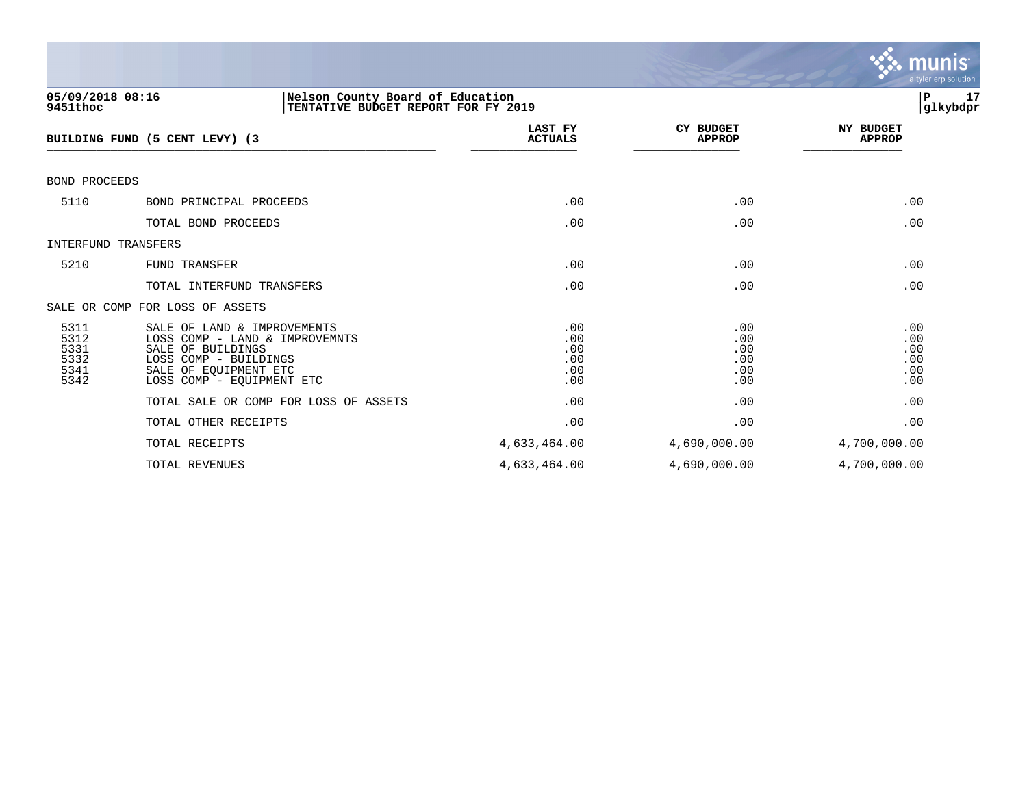05/09/2018 08:16 | Nelson County Board of Education
9451thoc | TENTATIVE BUDGET REPORT FOR FY 2019

| BUILDING FUND (5 CENT LEVY) (3 | | LAST FY ACTUALS | CY BUDGET APPROP | NY BUDGET APPROP |
|---|---|---|---|---|
| BOND PROCEEDS | | | | |
| 5110 | BOND PRINCIPAL PROCEEDS | .00 | .00 | .00 |
| | TOTAL BOND PROCEEDS | .00 | .00 | .00 |
| INTERFUND TRANSFERS | | | | |
| 5210 | FUND TRANSFER | .00 | .00 | .00 |
| | TOTAL INTERFUND TRANSFERS | .00 | .00 | .00 |
| SALE OR COMP FOR LOSS OF ASSETS | | | | |
| 5311 | SALE OF LAND & IMPROVEMENTS | .00 | .00 | .00 |
| 5312 | LOSS COMP - LAND & IMPROVEMNTS | .00 | .00 | .00 |
| 5331 | SALE OF BUILDINGS | .00 | .00 | .00 |
| 5332 | LOSS COMP - BUILDINGS | .00 | .00 | .00 |
| 5341 | SALE OF EQUIPMENT ETC | .00 | .00 | .00 |
| 5342 | LOSS COMP - EQUIPMENT ETC | .00 | .00 | .00 |
| | TOTAL SALE OR COMP FOR LOSS OF ASSETS | .00 | .00 | .00 |
| | TOTAL OTHER RECEIPTS | .00 | .00 | .00 |
| | TOTAL RECEIPTS | 4,633,464.00 | 4,690,000.00 | 4,700,000.00 |
| | TOTAL REVENUES | 4,633,464.00 | 4,690,000.00 | 4,700,000.00 |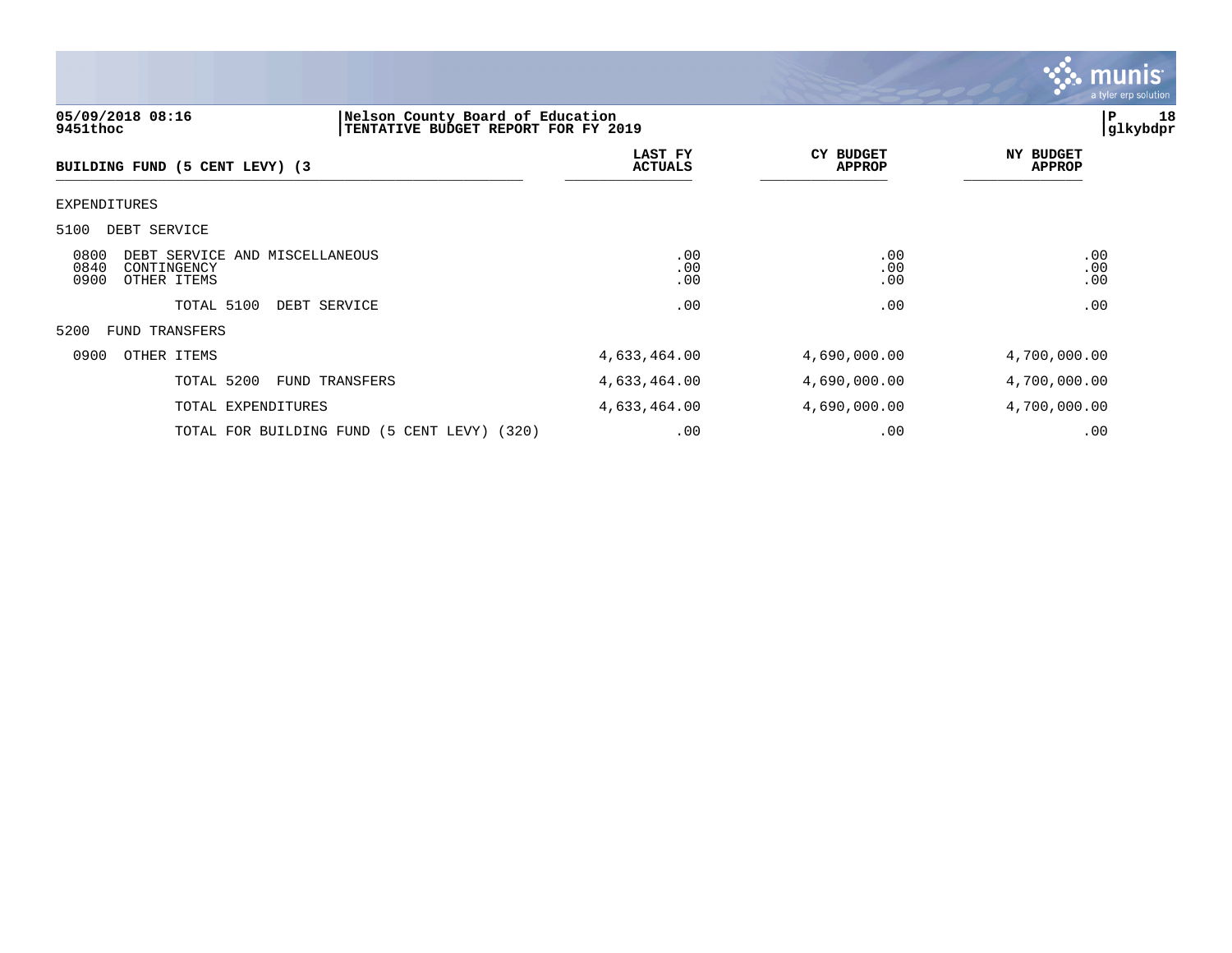**Nelson County Board of Education**
**TENTATIVE BUDGET REPORT FOR FY 2019**

| BUILDING FUND (5 CENT LEVY) (3 | LAST FY ACTUALS | CY BUDGET APPROP | NY BUDGET APPROP |
|---|---|---|---|
| EXPENDITURES | | | |
| 5100 DEBT SERVICE | | | |
| 0800 DEBT SERVICE AND MISCELLANEOUS | .00 | .00 | .00 |
| 0840 CONTINGENCY | .00 | .00 | .00 |
| 0900 OTHER ITEMS | .00 | .00 | .00 |
| TOTAL 5100 DEBT SERVICE | .00 | .00 | .00 |
| 5200 FUND TRANSFERS | | | |
| 0900 OTHER ITEMS | 4,633,464.00 | 4,690,000.00 | 4,700,000.00 |
| TOTAL 5200 FUND TRANSFERS | 4,633,464.00 | 4,690,000.00 | 4,700,000.00 |
| TOTAL EXPENDITURES | 4,633,464.00 | 4,690,000.00 | 4,700,000.00 |
| TOTAL FOR BUILDING FUND (5 CENT LEVY) (320) | .00 | .00 | .00 |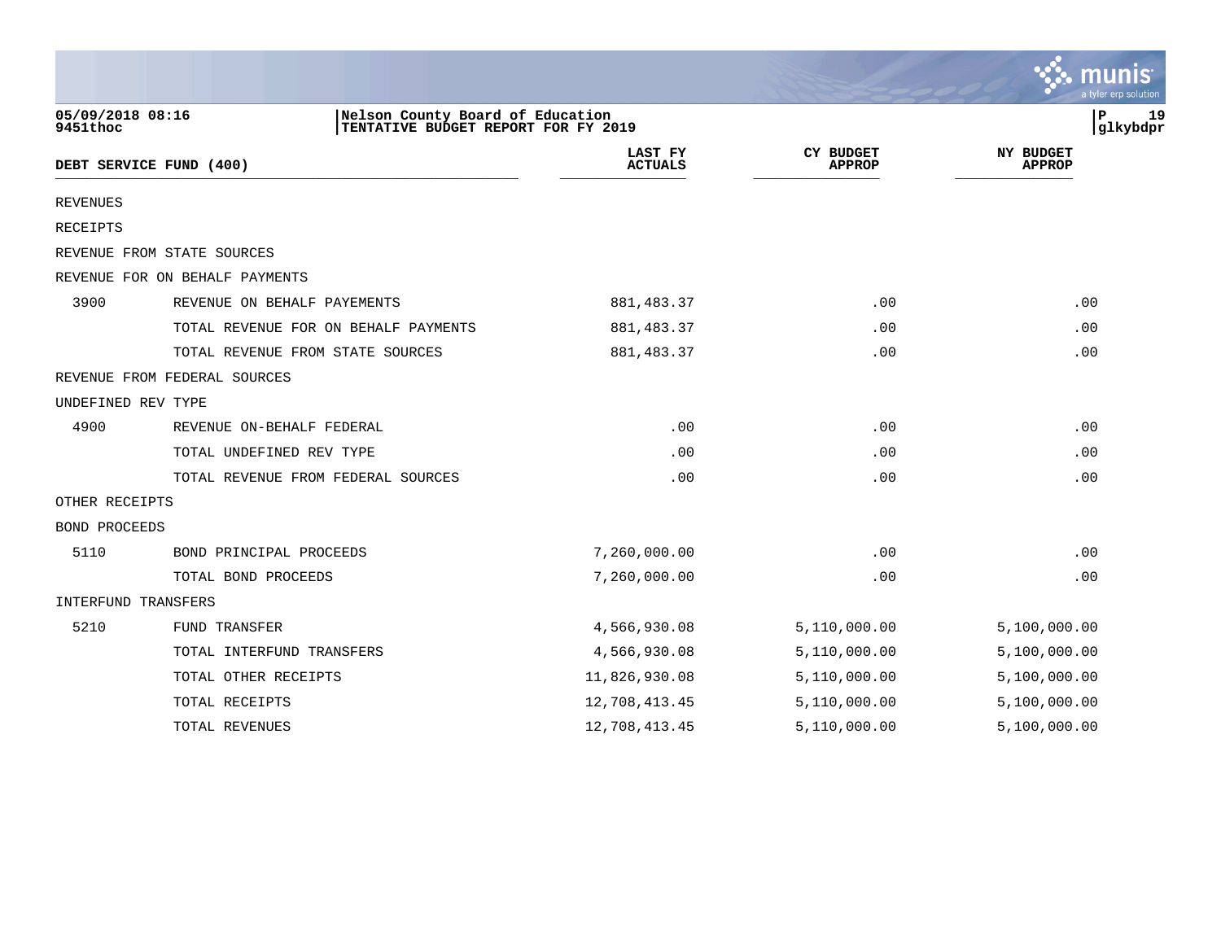05/09/2018 08:16
9451thoc

Nelson County Board of Education
TENTATIVE BUDGET REPORT FOR FY 2019

glkybdpr

| DEBT SERVICE FUND (400) | | LAST FY ACTUALS | CY BUDGET APPROP | NY BUDGET APPROP |
|---|---|---|---|---|
| REVENUES | | | | |
| RECEIPTS | | | | |
| REVENUE FROM STATE SOURCES | | | | |
| REVENUE FOR ON BEHALF PAYMENTS | | | | |
| 3900 | REVENUE ON BEHALF PAYEMENTS | 881,483.37 | .00 | .00 |
| | TOTAL REVENUE FOR ON BEHALF PAYMENTS | 881,483.37 | .00 | .00 |
| | TOTAL REVENUE FROM STATE SOURCES | 881,483.37 | .00 | .00 |
| REVENUE FROM FEDERAL SOURCES | | | | |
| UNDEFINED REV TYPE | | | | |
| 4900 | REVENUE ON-BEHALF FEDERAL | .00 | .00 | .00 |
| | TOTAL UNDEFINED REV TYPE | .00 | .00 | .00 |
| | TOTAL REVENUE FROM FEDERAL SOURCES | .00 | .00 | .00 |
| OTHER RECEIPTS | | | | |
| BOND PROCEEDS | | | | |
| 5110 | BOND PRINCIPAL PROCEEDS | 7,260,000.00 | .00 | .00 |
| | TOTAL BOND PROCEEDS | 7,260,000.00 | .00 | .00 |
| INTERFUND TRANSFERS | | | | |
| 5210 | FUND TRANSFER | 4,566,930.08 | 5,110,000.00 | 5,100,000.00 |
| | TOTAL INTERFUND TRANSFERS | 4,566,930.08 | 5,110,000.00 | 5,100,000.00 |
| | TOTAL OTHER RECEIPTS | 11,826,930.08 | 5,110,000.00 | 5,100,000.00 |
| | TOTAL RECEIPTS | 12,708,413.45 | 5,110,000.00 | 5,100,000.00 |
| | TOTAL REVENUES | 12,708,413.45 | 5,110,000.00 | 5,100,000.00 |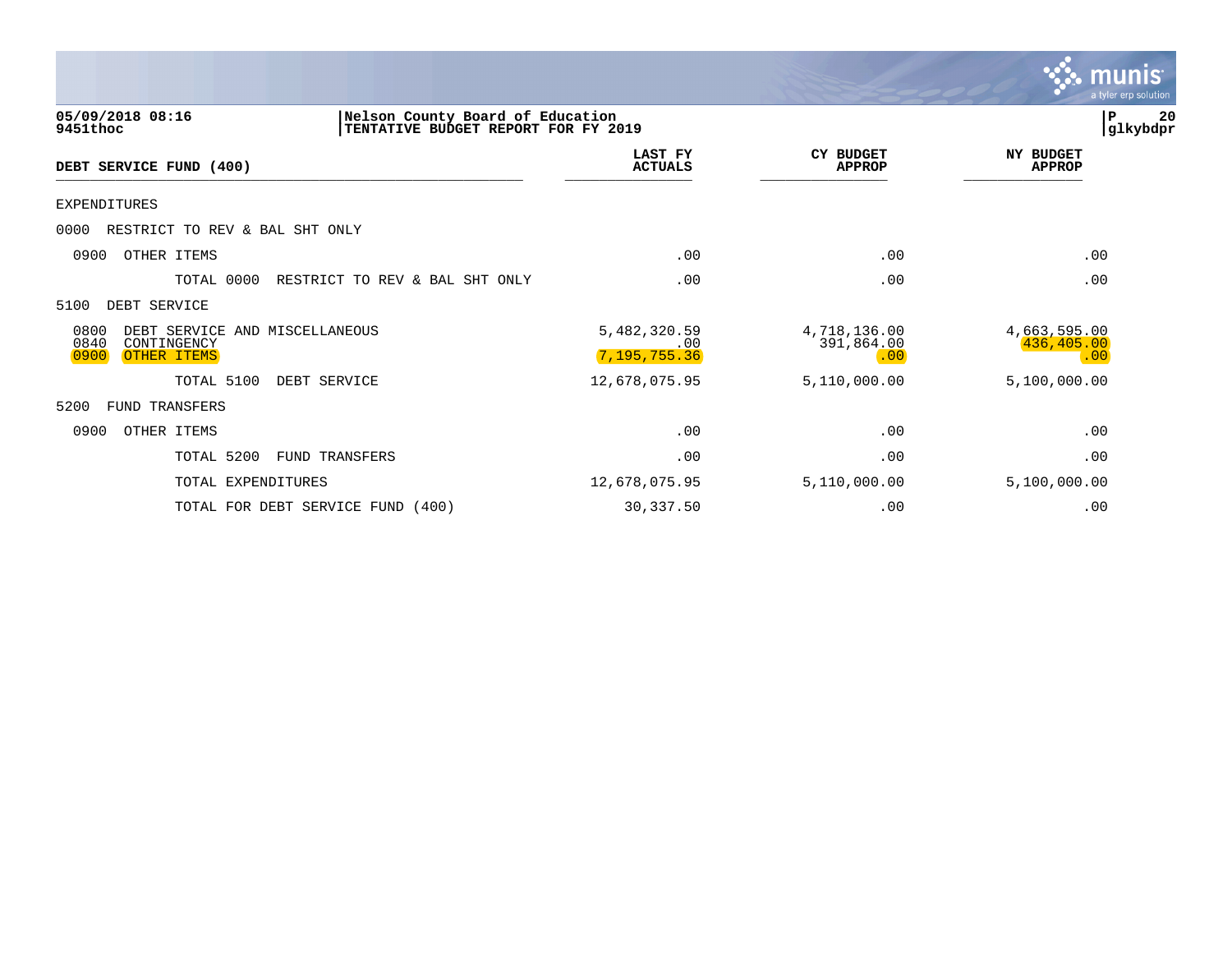05/09/2018 08:16
9451thoc

Nelson County Board of Education
TENTATIVE BUDGET REPORT FOR FY 2019

glkybdpr

| DEBT SERVICE FUND (400) | LAST FY ACTUALS | CY BUDGET APPROP | NY BUDGET APPROP |
|---|---|---|---|
| EXPENDITURES | | | |
| 0000 RESTRICT TO REV & BAL SHT ONLY | | | |
| 0900 OTHER ITEMS | .00 | .00 | .00 |
| TOTAL 0000 RESTRICT TO REV & BAL SHT ONLY | .00 | .00 | .00 |
| 5100 DEBT SERVICE | | | |
| 0800 DEBT SERVICE AND MISCELLANEOUS | 5,482,320.59 | 4,718,136.00 | 4,663,595.00 |
| 0840 CONTINGENCY | .00 | 391,864.00 | 436,405.00 |
| 0900 OTHER ITEMS | 7,195,755.36 | .00 | .00 |
| TOTAL 5100 DEBT SERVICE | 12,678,075.95 | 5,110,000.00 | 5,100,000.00 |
| 5200 FUND TRANSFERS | | | |
| 0900 OTHER ITEMS | .00 | .00 | .00 |
| TOTAL 5200 FUND TRANSFERS | .00 | .00 | .00 |
| TOTAL EXPENDITURES | 12,678,075.95 | 5,110,000.00 | 5,100,000.00 |
| TOTAL FOR DEBT SERVICE FUND (400) | 30,337.50 | .00 | .00 |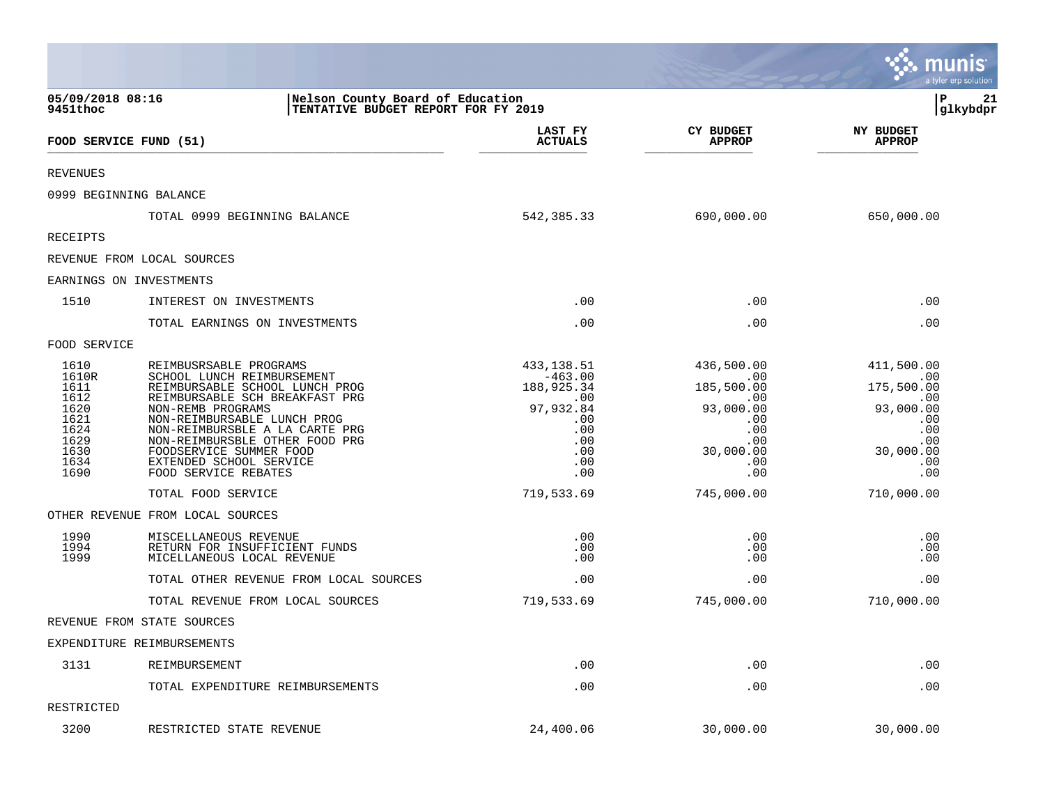05/09/2018 08:16 | Nelson County Board of Education
9451thoc | TENTATIVE BUDGET REPORT FOR FY 2019

| FOOD SERVICE FUND (51) | | LAST FY ACTUALS | CY BUDGET APPROP | NY BUDGET APPROP |
|---|---|---|---|---|
| REVENUES | | | | |
| 0999 BEGINNING BALANCE | | | | |
| | TOTAL 0999 BEGINNING BALANCE | 542,385.33 | 690,000.00 | 650,000.00 |
| RECEIPTS | | | | |
| REVENUE FROM LOCAL SOURCES | | | | |
| EARNINGS ON INVESTMENTS | | | | |
| 1510 | INTEREST ON INVESTMENTS | .00 | .00 | .00 |
| | TOTAL EARNINGS ON INVESTMENTS | .00 | .00 | .00 |
| FOOD SERVICE | | | | |
| 1610 | REIMBUSRSABLE PROGRAMS | 433,138.51 | 436,500.00 | 411,500.00 |
| 1610R | SCHOOL LUNCH REIMBURSEMENT | -463.00 | .00 | .00 |
| 1611 | REIMBURSABLE SCHOOL LUNCH PROG | 188,925.34 | 185,500.00 | 175,500.00 |
| 1612 | REIMBURSABLE SCH BREAKFAST PRG | .00 | .00 | .00 |
| 1620 | NON-REMB PROGRAMS | 97,932.84 | 93,000.00 | 93,000.00 |
| 1621 | NON-REIMBURSABLE LUNCH PROG | .00 | .00 | .00 |
| 1624 | NON-REIMBURSBLE A LA CARTE PRG | .00 | .00 | .00 |
| 1629 | NON-REIMBURSBLE OTHER FOOD PRG | .00 | .00 | .00 |
| 1630 | FOODSERVICE SUMMER FOOD | .00 | 30,000.00 | 30,000.00 |
| 1634 | EXTENDED SCHOOL SERVICE | .00 | .00 | .00 |
| 1690 | FOOD SERVICE REBATES | .00 | .00 | .00 |
| | TOTAL FOOD SERVICE | 719,533.69 | 745,000.00 | 710,000.00 |
| OTHER REVENUE FROM LOCAL SOURCES | | | | |
| 1990 | MISCELLANEOUS REVENUE | .00 | .00 | .00 |
| 1994 | RETURN FOR INSUFFICIENT FUNDS | .00 | .00 | .00 |
| 1999 | MICELLANEOUS LOCAL REVENUE | .00 | .00 | .00 |
| | TOTAL OTHER REVENUE FROM LOCAL SOURCES | .00 | .00 | .00 |
| | TOTAL REVENUE FROM LOCAL SOURCES | 719,533.69 | 745,000.00 | 710,000.00 |
| REVENUE FROM STATE SOURCES | | | | |
| EXPENDITURE REIMBURSEMENTS | | | | |
| 3131 | REIMBURSEMENT | .00 | .00 | .00 |
| | TOTAL EXPENDITURE REIMBURSEMENTS | .00 | .00 | .00 |
| RESTRICTED | | | | |
| 3200 | RESTRICTED STATE REVENUE | 24,400.06 | 30,000.00 | 30,000.00 |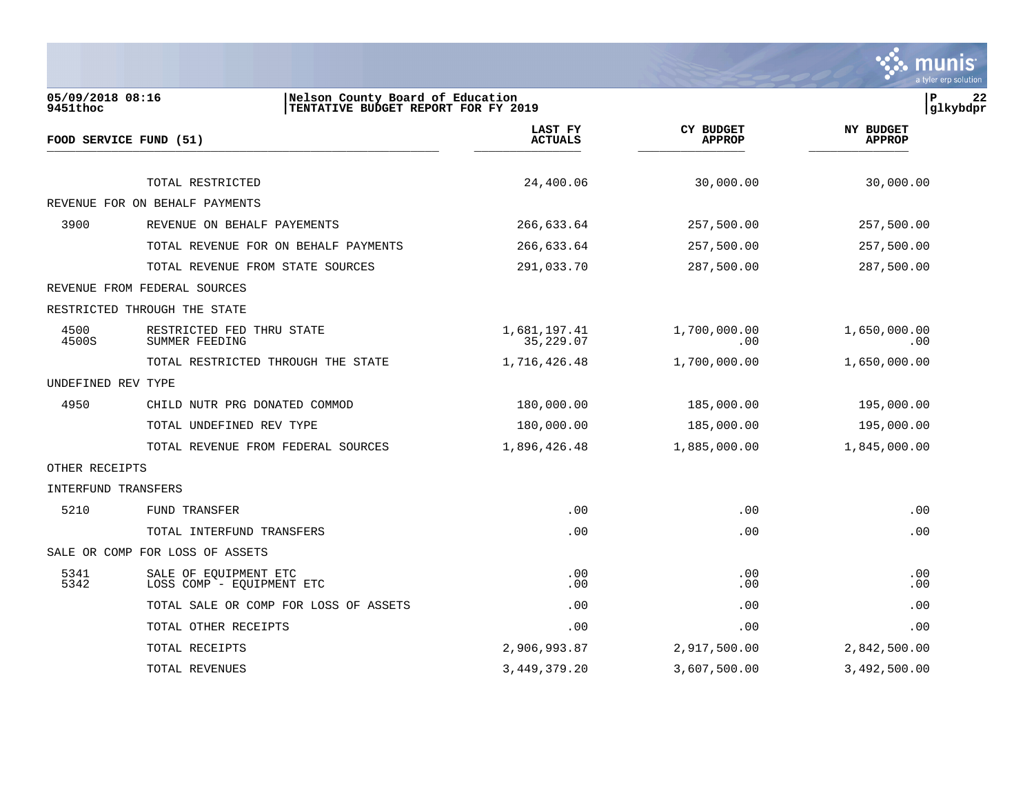Nelson County Board of Education
TENTATIVE BUDGET REPORT FOR FY 2019

| FOOD SERVICE FUND (51) | | LAST FY ACTUALS | CY BUDGET APPROP | NY BUDGET APPROP |
|---|---|---|---|---|
| | TOTAL RESTRICTED | 24,400.06 | 30,000.00 | 30,000.00 |
| REVENUE FOR ON BEHALF PAYMENTS | | | | |
| 3900 | REVENUE ON BEHALF PAYEMENTS | 266,633.64 | 257,500.00 | 257,500.00 |
| | TOTAL REVENUE FOR ON BEHALF PAYMENTS | 266,633.64 | 257,500.00 | 257,500.00 |
| | TOTAL REVENUE FROM STATE SOURCES | 291,033.70 | 287,500.00 | 287,500.00 |
| REVENUE FROM FEDERAL SOURCES | | | | |
| RESTRICTED THROUGH THE STATE | | | | |
| 4500 | RESTRICTED FED THRU STATE | 1,681,197.41 | 1,700,000.00 | 1,650,000.00 |
| 4500S | SUMMER FEEDING | 35,229.07 | .00 | .00 |
| | TOTAL RESTRICTED THROUGH THE STATE | 1,716,426.48 | 1,700,000.00 | 1,650,000.00 |
| UNDEFINED REV TYPE | | | | |
| 4950 | CHILD NUTR PRG DONATED COMMOD | 180,000.00 | 185,000.00 | 195,000.00 |
| | TOTAL UNDEFINED REV TYPE | 180,000.00 | 185,000.00 | 195,000.00 |
| | TOTAL REVENUE FROM FEDERAL SOURCES | 1,896,426.48 | 1,885,000.00 | 1,845,000.00 |
| OTHER RECEIPTS | | | | |
| INTERFUND TRANSFERS | | | | |
| 5210 | FUND TRANSFER | .00 | .00 | .00 |
| | TOTAL INTERFUND TRANSFERS | .00 | .00 | .00 |
| SALE OR COMP FOR LOSS OF ASSETS | | | | |
| 5341 | SALE OF EQUIPMENT ETC | .00 | .00 | .00 |
| 5342 | LOSS COMP - EQUIPMENT ETC | .00 | .00 | .00 |
| | TOTAL SALE OR COMP FOR LOSS OF ASSETS | .00 | .00 | .00 |
| | TOTAL OTHER RECEIPTS | .00 | .00 | .00 |
| | TOTAL RECEIPTS | 2,906,993.87 | 2,917,500.00 | 2,842,500.00 |
| | TOTAL REVENUES | 3,449,379.20 | 3,607,500.00 | 3,492,500.00 |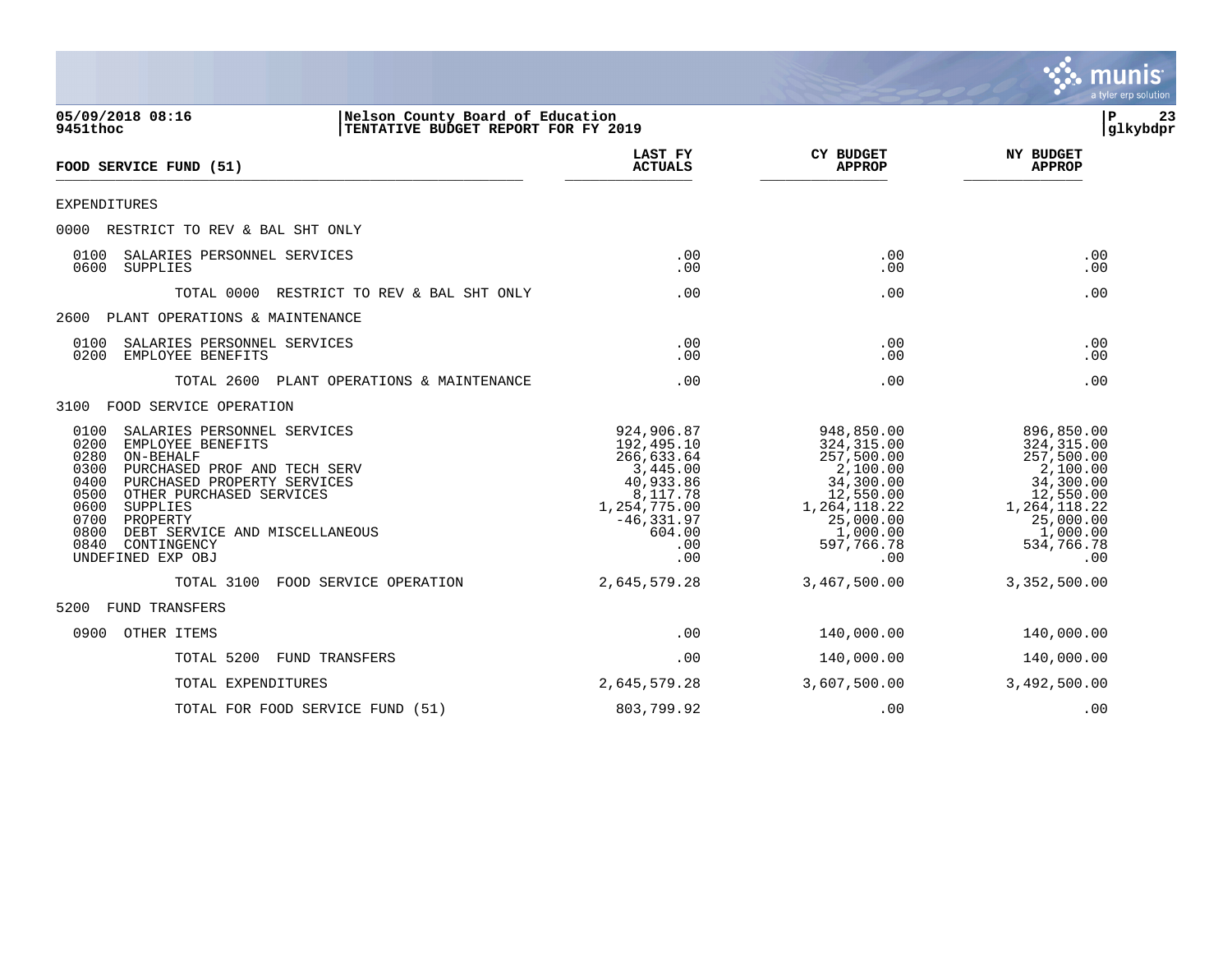**05/09/2018 08:16** | **Nelson County Board of Education**
**9451thoc** | **TENTATIVE BUDGET REPORT FOR FY 2019**

| FOOD SERVICE FUND (51) | LAST FY ACTUALS | CY BUDGET APPROP | NY BUDGET APPROP |
|---|---|---|---|
| EXPENDITURES | | | |
| 0000 RESTRICT TO REV & BAL SHT ONLY | | | |
| 0100 SALARIES PERSONNEL SERVICES | .00 | .00 | .00 |
| 0600 SUPPLIES | .00 | .00 | .00 |
| TOTAL 0000 RESTRICT TO REV & BAL SHT ONLY | .00 | .00 | .00 |
| 2600 PLANT OPERATIONS & MAINTENANCE | | | |
| 0100 SALARIES PERSONNEL SERVICES | .00 | .00 | .00 |
| 0200 EMPLOYEE BENEFITS | .00 | .00 | .00 |
| TOTAL 2600 PLANT OPERATIONS & MAINTENANCE | .00 | .00 | .00 |
| 3100 FOOD SERVICE OPERATION | | | |
| 0100 SALARIES PERSONNEL SERVICES | 924,906.87 | 948,850.00 | 896,850.00 |
| 0200 EMPLOYEE BENEFITS | 192,495.10 | 324,315.00 | 324,315.00 |
| 0280 ON-BEHALF | 266,633.64 | 257,500.00 | 257,500.00 |
| 0300 PURCHASED PROF AND TECH SERV | 3,445.00 | 2,100.00 | 2,100.00 |
| 0400 PURCHASED PROPERTY SERVICES | 40,933.86 | 34,300.00 | 34,300.00 |
| 0500 OTHER PURCHASED SERVICES | 8,117.78 | 12,550.00 | 12,550.00 |
| 0600 SUPPLIES | 1,254,775.00 | 1,264,118.22 | 1,264,118.22 |
| 0700 PROPERTY | -46,331.97 | 25,000.00 | 25,000.00 |
| 0800 DEBT SERVICE AND MISCELLANEOUS | 604.00 | 1,000.00 | 1,000.00 |
| 0840 CONTINGENCY | .00 | 597,766.78 | 534,766.78 |
| UNDEFINED EXP OBJ | .00 | .00 | .00 |
| TOTAL 3100 FOOD SERVICE OPERATION | 2,645,579.28 | 3,467,500.00 | 3,352,500.00 |
| 5200 FUND TRANSFERS | | | |
| 0900 OTHER ITEMS | .00 | 140,000.00 | 140,000.00 |
| TOTAL 5200 FUND TRANSFERS | .00 | 140,000.00 | 140,000.00 |
| TOTAL EXPENDITURES | 2,645,579.28 | 3,607,500.00 | 3,492,500.00 |
| TOTAL FOR FOOD SERVICE FUND (51) | 803,799.92 | .00 | .00 |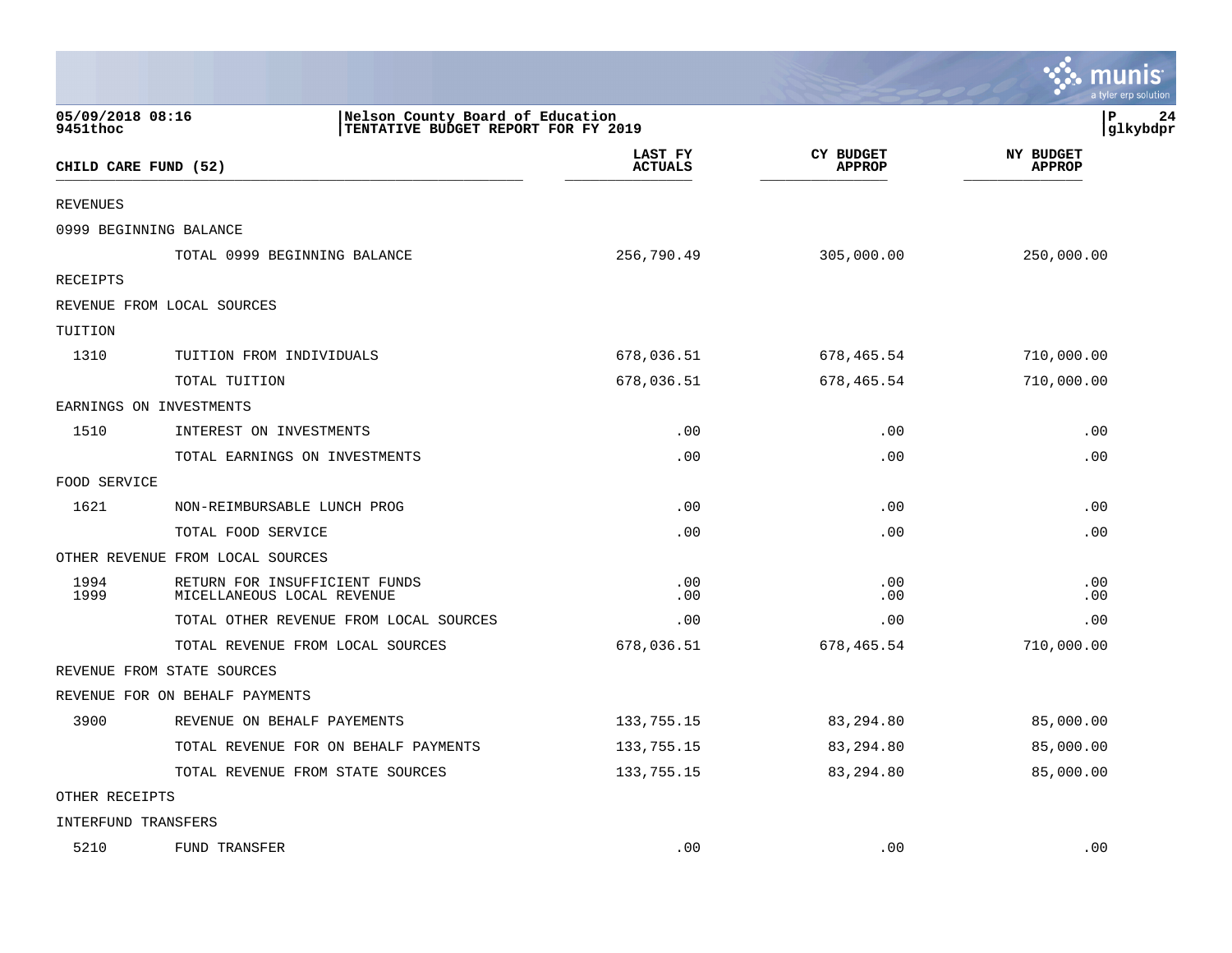05/09/2018 08:16
9451thoc

Nelson County Board of Education
TENTATIVE BUDGET REPORT FOR FY 2019

glkybdpr

| CHILD CARE FUND (52) | | LAST FY ACTUALS | CY BUDGET APPROP | NY BUDGET APPROP |
|---|---|---|---|---|
| REVENUES | | | | |
| 0999 BEGINNING BALANCE | | | | |
| | TOTAL 0999 BEGINNING BALANCE | 256,790.49 | 305,000.00 | 250,000.00 |
| RECEIPTS | | | | |
| REVENUE FROM LOCAL SOURCES | | | | |
| TUITION | | | | |
| 1310 | TUITION FROM INDIVIDUALS | 678,036.51 | 678,465.54 | 710,000.00 |
| | TOTAL TUITION | 678,036.51 | 678,465.54 | 710,000.00 |
| EARNINGS ON INVESTMENTS | | | | |
| 1510 | INTEREST ON INVESTMENTS | .00 | .00 | .00 |
| | TOTAL EARNINGS ON INVESTMENTS | .00 | .00 | .00 |
| FOOD SERVICE | | | | |
| 1621 | NON-REIMBURSABLE LUNCH PROG | .00 | .00 | .00 |
| | TOTAL FOOD SERVICE | .00 | .00 | .00 |
| OTHER REVENUE FROM LOCAL SOURCES | | | | |
| 1994 | RETURN FOR INSUFFICIENT FUNDS | .00 | .00 | .00 |
| 1999 | MICELLANEOUS LOCAL REVENUE | .00 | .00 | .00 |
| | TOTAL OTHER REVENUE FROM LOCAL SOURCES | .00 | .00 | .00 |
| | TOTAL REVENUE FROM LOCAL SOURCES | 678,036.51 | 678,465.54 | 710,000.00 |
| REVENUE FROM STATE SOURCES | | | | |
| REVENUE FOR ON BEHALF PAYMENTS | | | | |
| 3900 | REVENUE ON BEHALF PAYEMENTS | 133,755.15 | 83,294.80 | 85,000.00 |
| | TOTAL REVENUE FOR ON BEHALF PAYMENTS | 133,755.15 | 83,294.80 | 85,000.00 |
| | TOTAL REVENUE FROM STATE SOURCES | 133,755.15 | 83,294.80 | 85,000.00 |
| OTHER RECEIPTS | | | | |
| INTERFUND TRANSFERS | | | | |
| 5210 | FUND TRANSFER | .00 | .00 | .00 |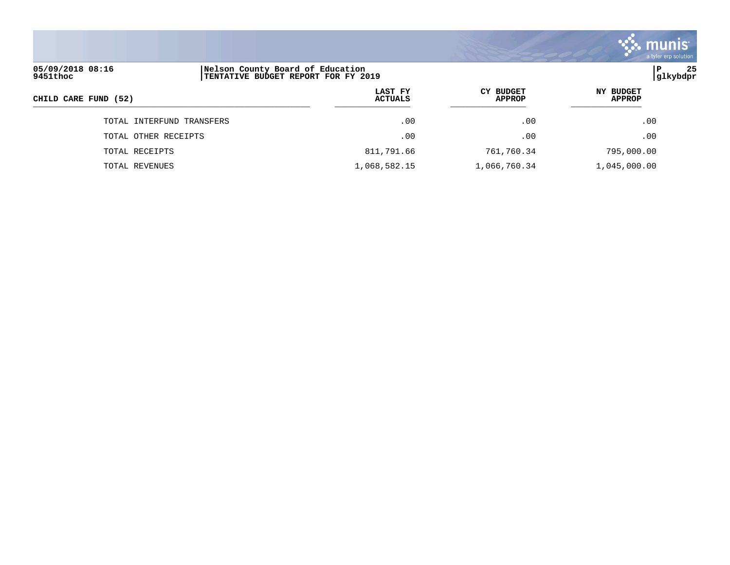| CHILD CARE FUND (52) | LAST FY ACTUALS | CY BUDGET APPROP | NY BUDGET APPROP |
|---|---|---|---|
| TOTAL INTERFUND TRANSFERS | .00 | .00 | .00 |
| TOTAL OTHER RECEIPTS | .00 | .00 | .00 |
| TOTAL RECEIPTS | 811,791.66 | 761,760.34 | 795,000.00 |
| TOTAL REVENUES | 1,068,582.15 | 1,066,760.34 | 1,045,000.00 |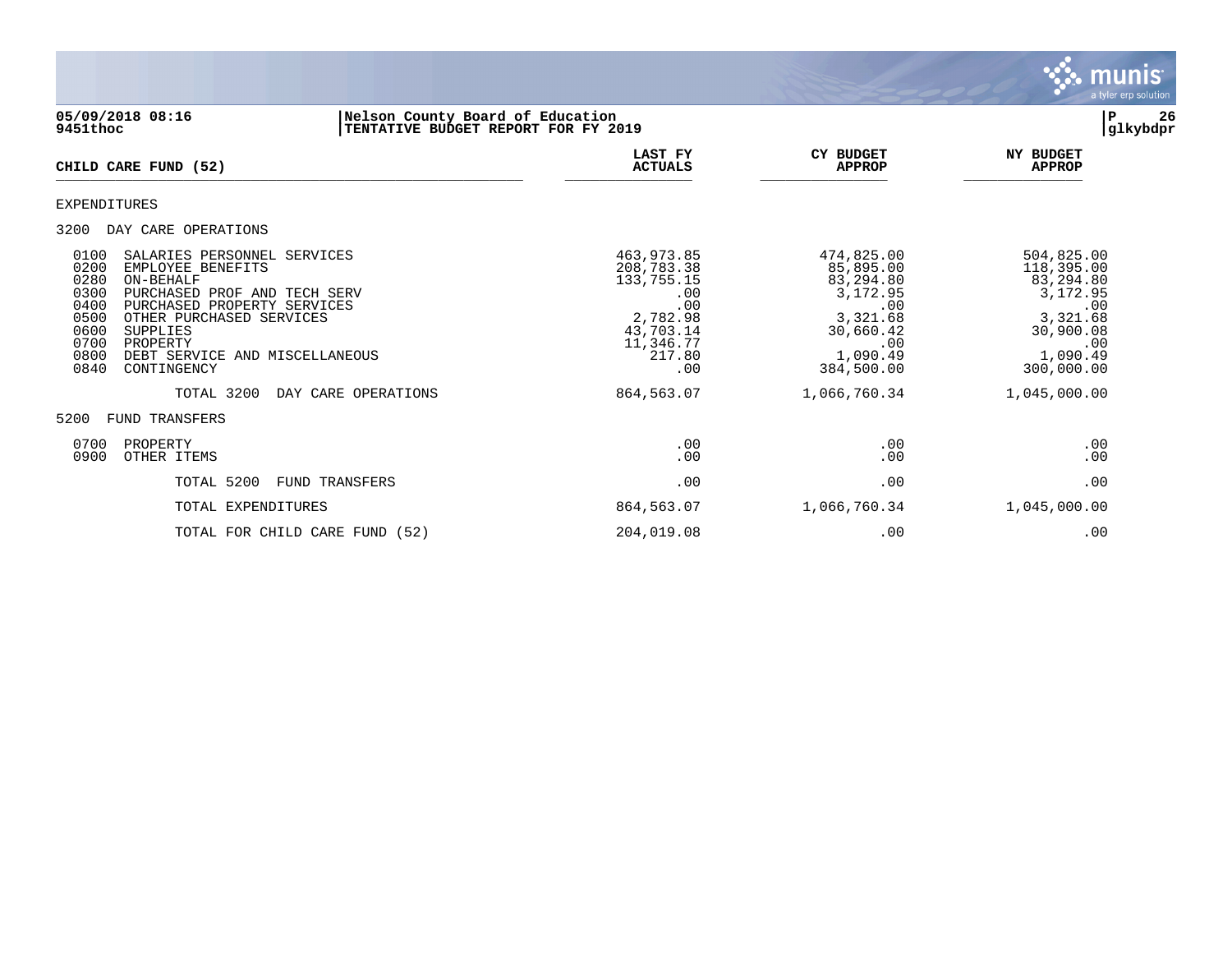05/09/2018 08:16 | Nelson County Board of Education
9451thoc | TENTATIVE BUDGET REPORT FOR FY 2019

| CHILD CARE FUND (52) | LAST FY ACTUALS | CY BUDGET APPROP | NY BUDGET APPROP |
|---|---|---|---|
| EXPENDITURES | | | |
| 3200 DAY CARE OPERATIONS | | | |
| 0100 SALARIES PERSONNEL SERVICES | 463,973.85 | 474,825.00 | 504,825.00 |
| 0200 EMPLOYEE BENEFITS | 208,783.38 | 85,895.00 | 118,395.00 |
| 0280 ON-BEHALF | 133,755.15 | 83,294.80 | 83,294.80 |
| 0300 PURCHASED PROF AND TECH SERV | .00 | 3,172.95 | 3,172.95 |
| 0400 PURCHASED PROPERTY SERVICES | .00 | .00 | .00 |
| 0500 OTHER PURCHASED SERVICES | 2,782.98 | 3,321.68 | 3,321.68 |
| 0600 SUPPLIES | 43,703.14 | 30,660.42 | 30,900.08 |
| 0700 PROPERTY | 11,346.77 | .00 | .00 |
| 0800 DEBT SERVICE AND MISCELLANEOUS | 217.80 | 1,090.49 | 1,090.49 |
| 0840 CONTINGENCY | .00 | 384,500.00 | 300,000.00 |
| TOTAL 3200 DAY CARE OPERATIONS | 864,563.07 | 1,066,760.34 | 1,045,000.00 |
| 5200 FUND TRANSFERS | | | |
| 0700 PROPERTY | .00 | .00 | .00 |
| 0900 OTHER ITEMS | .00 | .00 | .00 |
| TOTAL 5200 FUND TRANSFERS | .00 | .00 | .00 |
| TOTAL EXPENDITURES | 864,563.07 | 1,066,760.34 | 1,045,000.00 |
| TOTAL FOR CHILD CARE FUND (52) | 204,019.08 | .00 | .00 |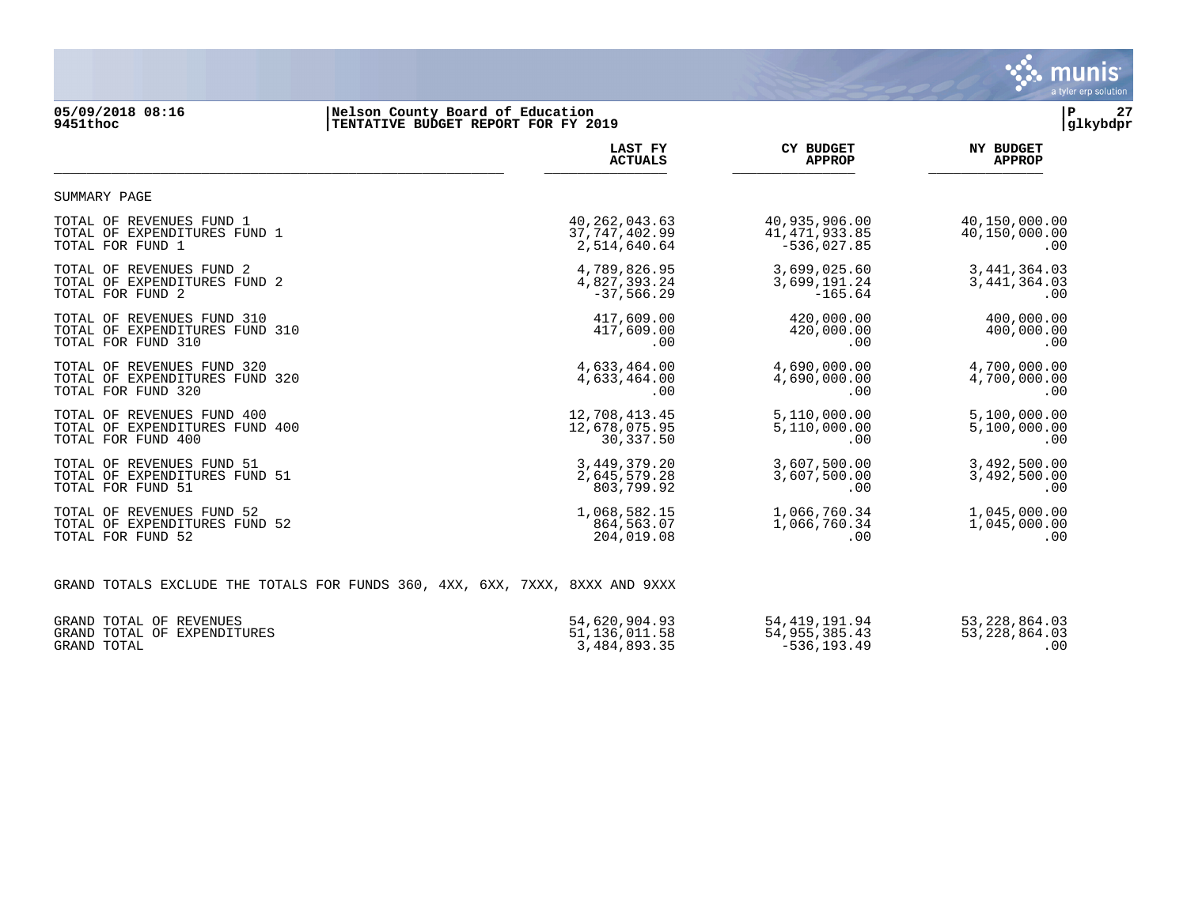**Nelson County Board of Education**
**TENTATIVE BUDGET REPORT FOR FY 2019**

05/09/2018 08:16
9451thoc

glkybdpr

## SUMMARY PAGE

| | LAST FY ACTUALS | CY BUDGET APPROP | NY BUDGET APPROP |
|---|---|---|---|
| TOTAL OF REVENUES FUND 1 | 40,262,043.63 | 40,935,906.00 | 40,150,000.00 |
| TOTAL OF EXPENDITURES FUND 1 | 37,747,402.99 | 41,471,933.85 | 40,150,000.00 |
| TOTAL FOR FUND 1 | 2,514,640.64 | -536,027.85 | .00 |
| TOTAL OF REVENUES FUND 2 | 4,789,826.95 | 3,699,025.60 | 3,441,364.03 |
| TOTAL OF EXPENDITURES FUND 2 | 4,827,393.24 | 3,699,191.24 | 3,441,364.03 |
| TOTAL FOR FUND 2 | -37,566.29 | -165.64 | .00 |
| TOTAL OF REVENUES FUND 310 | 417,609.00 | 420,000.00 | 400,000.00 |
| TOTAL OF EXPENDITURES FUND 310 | 417,609.00 | 420,000.00 | 400,000.00 |
| TOTAL FOR FUND 310 | .00 | .00 | .00 |
| TOTAL OF REVENUES FUND 320 | 4,633,464.00 | 4,690,000.00 | 4,700,000.00 |
| TOTAL OF EXPENDITURES FUND 320 | 4,633,464.00 | 4,690,000.00 | 4,700,000.00 |
| TOTAL FOR FUND 320 | .00 | .00 | .00 |
| TOTAL OF REVENUES FUND 400 | 12,708,413.45 | 5,110,000.00 | 5,100,000.00 |
| TOTAL OF EXPENDITURES FUND 400 | 12,678,075.95 | 5,110,000.00 | 5,100,000.00 |
| TOTAL FOR FUND 400 | 30,337.50 | .00 | .00 |
| TOTAL OF REVENUES FUND 51 | 3,449,379.20 | 3,607,500.00 | 3,492,500.00 |
| TOTAL OF EXPENDITURES FUND 51 | 2,645,579.28 | 3,607,500.00 | 3,492,500.00 |
| TOTAL FOR FUND 51 | 803,799.92 | .00 | .00 |
| TOTAL OF REVENUES FUND 52 | 1,068,582.15 | 1,066,760.34 | 1,045,000.00 |
| TOTAL OF EXPENDITURES FUND 52 | 864,563.07 | 1,066,760.34 | 1,045,000.00 |
| TOTAL FOR FUND 52 | 204,019.08 | .00 | .00 |

GRAND TOTALS EXCLUDE THE TOTALS FOR FUNDS 360, 4XX, 6XX, 7XXX, 8XXX AND 9XXX

| | LAST FY ACTUALS | CY BUDGET APPROP | NY BUDGET APPROP |
|---|---|---|---|
| GRAND TOTAL OF REVENUES | 54,620,904.93 | 54,419,191.94 | 53,228,864.03 |
| GRAND TOTAL OF EXPENDITURES | 51,136,011.58 | 54,955,385.43 | 53,228,864.03 |
| GRAND TOTAL | 3,484,893.35 | -536,193.49 | .00 |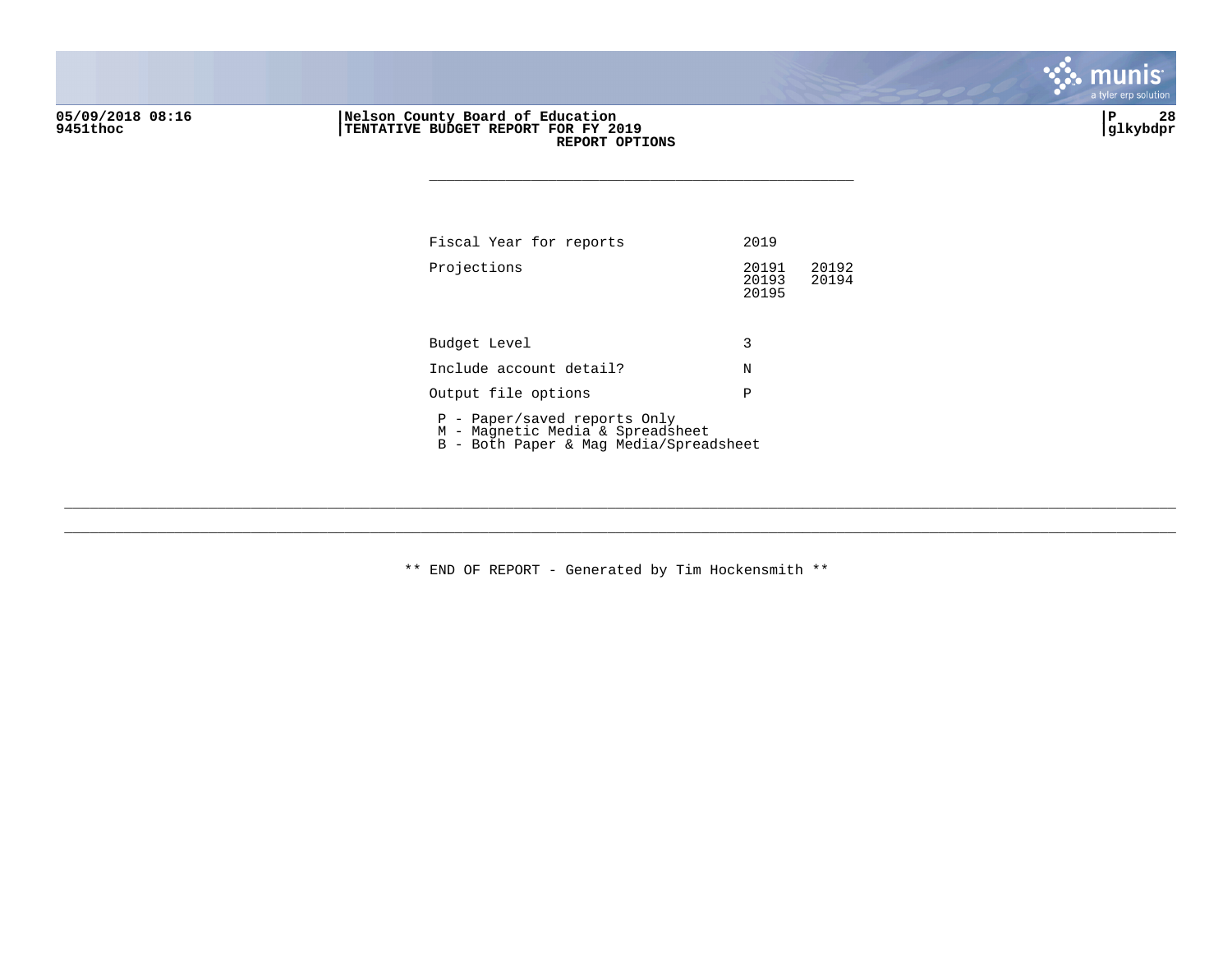# REPORT OPTIONS

| | | |
|---|---|---|
| Fiscal Year for reports | 2019 | |
| Projections | 20191 | 20192 |
| | 20193 | 20194 |
| | 20195 | |
| Budget Level | 3 | |
| Include account detail? | N | |
| Output file options | P | |

P - Paper/saved reports Only
M - Magnetic Media & Spreadsheet
B - Both Paper & Mag Media/Spreadsheet

** END OF REPORT - Generated by Tim Hockensmith **